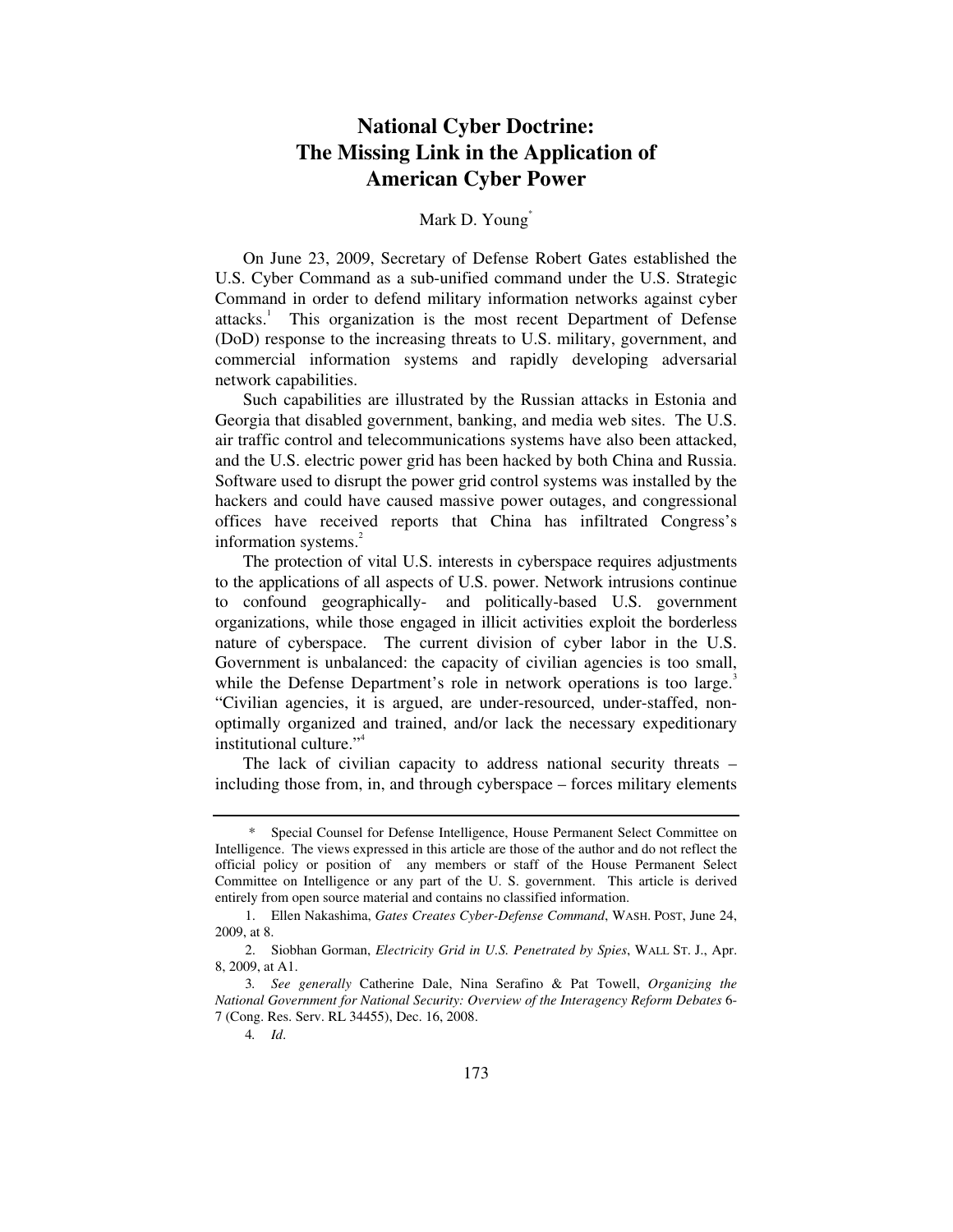# National Cyber Doctrine: The Missing Link in the Application of American Cyber Power

Mark D. Young*

On June 23, 2009, Secretary of Defense Robert Gates established the U.S. Cyber Command as a sub-unified command under the U.S. Strategic Command in order to defend military information networks against cyber attacks.[1] This organization is the most recent Department of Defense (DoD) response to the increasing threats to U.S. military, government, and commercial information systems and rapidly developing adversarial network capabilities.

Such capabilities are illustrated by the Russian attacks in Estonia and Georgia that disabled government, banking, and media web sites. The U.S. air traffic control and telecommunications systems have also been attacked, and the U.S. electric power grid has been hacked by both China and Russia. Software used to disrupt the power grid control systems was installed by the hackers and could have caused massive power outages, and congressional offices have received reports that China has infiltrated Congress's information systems.[2]

The protection of vital U.S. interests in cyberspace requires adjustments to the applications of all aspects of U.S. power. Network intrusions continue to confound geographically- and politically-based U.S. government organizations, while those engaged in illicit activities exploit the borderless nature of cyberspace. The current division of cyber labor in the U.S. Government is unbalanced: the capacity of civilian agencies is too small, while the Defense Department's role in network operations is too large.[3] "Civilian agencies, it is argued, are under-resourced, under-staffed, non-optimally organized and trained, and/or lack the necessary expeditionary institutional culture."[4]

The lack of civilian capacity to address national security threats – including those from, in, and through cyberspace – forces military elements

---

\* Special Counsel for Defense Intelligence, House Permanent Select Committee on Intelligence. The views expressed in this article are those of the author and do not reflect the official policy or position of any members or staff of the House Permanent Select Committee on Intelligence or any part of the U. S. government. This article is derived entirely from open source material and contains no classified information.

1. Ellen Nakashima, *Gates Creates Cyber-Defense Command*, WASH. POST, June 24, 2009, at 8.

2. Siobhan Gorman, *Electricity Grid in U.S. Penetrated by Spies*, WALL ST. J., Apr. 8, 2009, at A1.

3. *See generally* Catherine Dale, Nina Serafino & Pat Towell, *Organizing the National Government for National Security: Overview of the Interagency Reform Debates* 6-7 (Cong. Res. Serv. RL 34455), Dec. 16, 2008.

4. *Id*.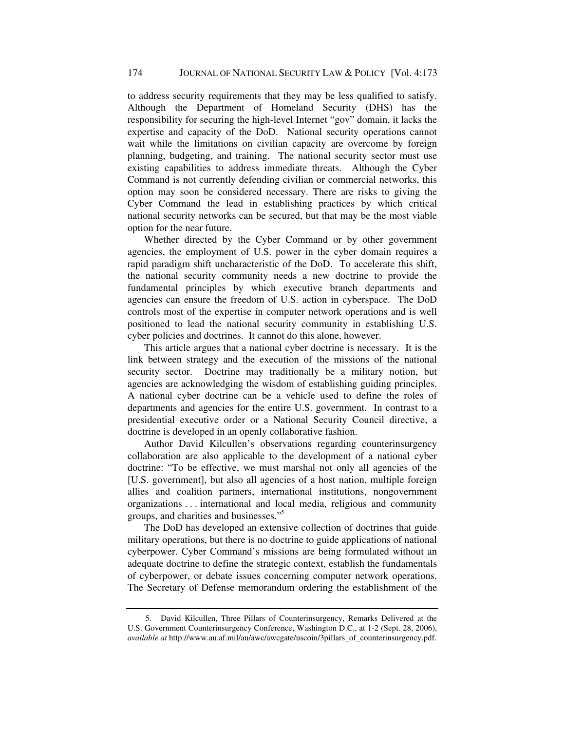to address security requirements that they may be less qualified to satisfy. Although the Department of Homeland Security (DHS) has the responsibility for securing the high-level Internet "gov" domain, it lacks the expertise and capacity of the DoD. National security operations cannot wait while the limitations on civilian capacity are overcome by foreign planning, budgeting, and training. The national security sector must use existing capabilities to address immediate threats. Although the Cyber Command is not currently defending civilian or commercial networks, this option may soon be considered necessary. There are risks to giving the Cyber Command the lead in establishing practices by which critical national security networks can be secured, but that may be the most viable option for the near future.

Whether directed by the Cyber Command or by other government agencies, the employment of U.S. power in the cyber domain requires a rapid paradigm shift uncharacteristic of the DoD. To accelerate this shift, the national security community needs a new doctrine to provide the fundamental principles by which executive branch departments and agencies can ensure the freedom of U.S. action in cyberspace. The DoD controls most of the expertise in computer network operations and is well positioned to lead the national security community in establishing U.S. cyber policies and doctrines. It cannot do this alone, however.

This article argues that a national cyber doctrine is necessary. It is the link between strategy and the execution of the missions of the national security sector. Doctrine may traditionally be a military notion, but agencies are acknowledging the wisdom of establishing guiding principles. A national cyber doctrine can be a vehicle used to define the roles of departments and agencies for the entire U.S. government. In contrast to a presidential executive order or a National Security Council directive, a doctrine is developed in an openly collaborative fashion.

Author David Kilcullen's observations regarding counterinsurgency collaboration are also applicable to the development of a national cyber doctrine: "To be effective, we must marshal not only all agencies of the [U.S. government], but also all agencies of a host nation, multiple foreign allies and coalition partners, international institutions, nongovernment organizations . . . international and local media, religious and community groups, and charities and businesses."[5]

The DoD has developed an extensive collection of doctrines that guide military operations, but there is no doctrine to guide applications of national cyberpower. Cyber Command's missions are being formulated without an adequate doctrine to define the strategic context, establish the fundamentals of cyberpower, or debate issues concerning computer network operations. The Secretary of Defense memorandum ordering the establishment of the

5. David Kilcullen, Three Pillars of Counterinsurgency, Remarks Delivered at the U.S. Government Counterinsurgency Conference, Washington D.C., at 1-2 (Sept. 28, 2006), *available at* http://www.au.af.mil/au/awc/awcgate/uscoin/3pillars_of_counterinsurgency.pdf.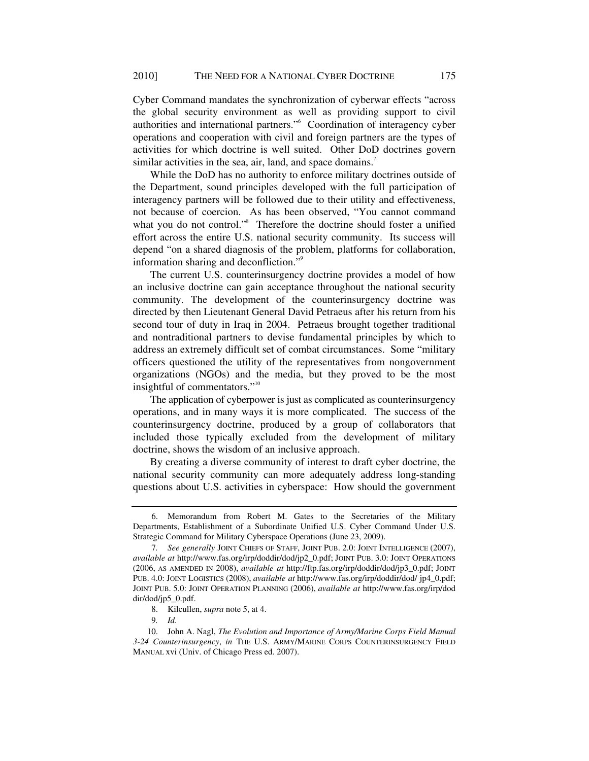Cyber Command mandates the synchronization of cyberwar effects "across the global security environment as well as providing support to civil authorities and international partners."[6] Coordination of interagency cyber operations and cooperation with civil and foreign partners are the types of activities for which doctrine is well suited. Other DoD doctrines govern similar activities in the sea, air, land, and space domains.[7]

While the DoD has no authority to enforce military doctrines outside of the Department, sound principles developed with the full participation of interagency partners will be followed due to their utility and effectiveness, not because of coercion. As has been observed, "You cannot command what you do not control."[8] Therefore the doctrine should foster a unified effort across the entire U.S. national security community. Its success will depend "on a shared diagnosis of the problem, platforms for collaboration, information sharing and deconfliction."[9]

The current U.S. counterinsurgency doctrine provides a model of how an inclusive doctrine can gain acceptance throughout the national security community. The development of the counterinsurgency doctrine was directed by then Lieutenant General David Petraeus after his return from his second tour of duty in Iraq in 2004. Petraeus brought together traditional and nontraditional partners to devise fundamental principles by which to address an extremely difficult set of combat circumstances. Some "military officers questioned the utility of the representatives from nongovernment organizations (NGOs) and the media, but they proved to be the most insightful of commentators."[10]

The application of cyberpower is just as complicated as counterinsurgency operations, and in many ways it is more complicated. The success of the counterinsurgency doctrine, produced by a group of collaborators that included those typically excluded from the development of military doctrine, shows the wisdom of an inclusive approach.

By creating a diverse community of interest to draft cyber doctrine, the national security community can more adequately address long-standing questions about U.S. activities in cyberspace: How should the government

---

6. Memorandum from Robert M. Gates to the Secretaries of the Military Departments, Establishment of a Subordinate Unified U.S. Cyber Command Under U.S. Strategic Command for Military Cyberspace Operations (June 23, 2009).

7. *See generally* JOINT CHIEFS OF STAFF, JOINT PUB. 2.0: JOINT INTELLIGENCE (2007), *available at* http://www.fas.org/irp/doddir/dod/jp2_0.pdf; JOINT PUB. 3.0: JOINT OPERATIONS (2006, AS AMENDED IN 2008), *available at* http://ftp.fas.org/irp/doddir/dod/jp3_0.pdf; JOINT PUB. 4.0: JOINT LOGISTICS (2008), *available at* http://www.fas.org/irp/doddir/dod/ jp4_0.pdf; JOINT PUB. 5.0: JOINT OPERATION PLANNING (2006), *available at* http://www.fas.org/irp/doddir/dod/jp5_0.pdf.

8. Kilcullen, *supra* note 5, at 4.

9. *Id*.

10. John A. Nagl, *The Evolution and Importance of Army/Marine Corps Field Manual 3-24 Counterinsurgency*, *in* THE U.S. ARMY/MARINE CORPS COUNTERINSURGENCY FIELD MANUAL xvi (Univ. of Chicago Press ed. 2007).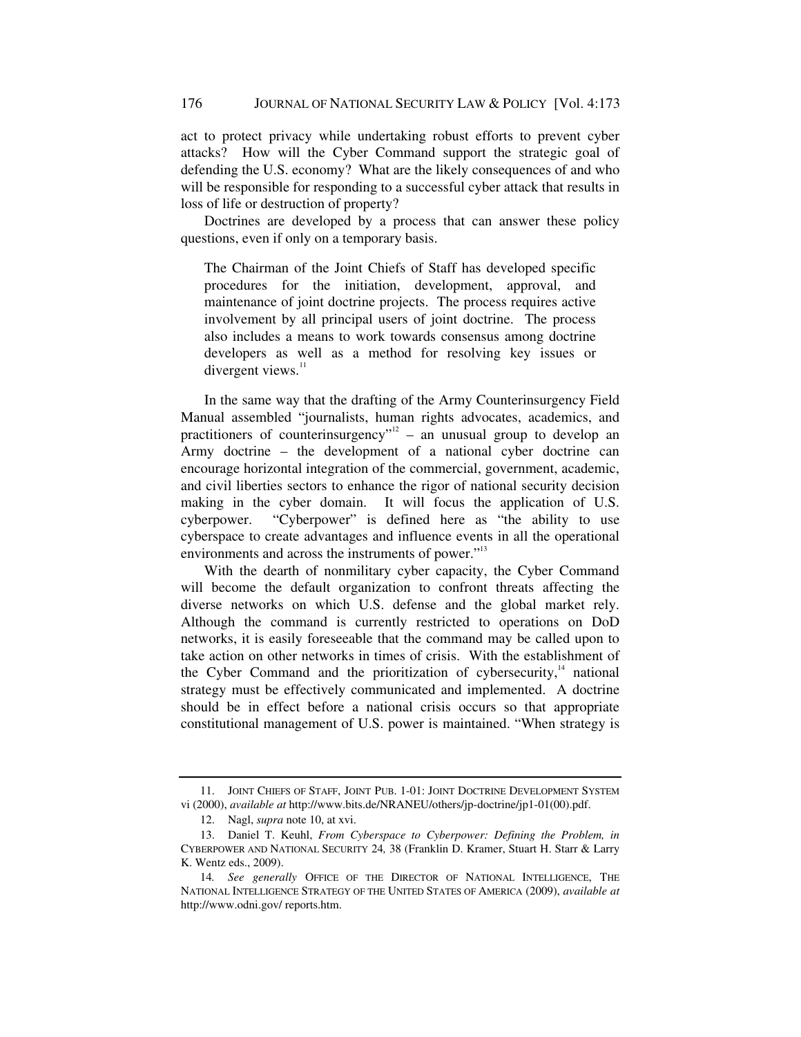act to protect privacy while undertaking robust efforts to prevent cyber attacks? How will the Cyber Command support the strategic goal of defending the U.S. economy? What are the likely consequences of and who will be responsible for responding to a successful cyber attack that results in loss of life or destruction of property?

Doctrines are developed by a process that can answer these policy questions, even if only on a temporary basis.

> The Chairman of the Joint Chiefs of Staff has developed specific procedures for the initiation, development, approval, and maintenance of joint doctrine projects. The process requires active involvement by all principal users of joint doctrine. The process also includes a means to work towards consensus among doctrine developers as well as a method for resolving key issues or divergent views.[11]

In the same way that the drafting of the Army Counterinsurgency Field Manual assembled "journalists, human rights advocates, academics, and practitioners of counterinsurgency"[12] – an unusual group to develop an Army doctrine – the development of a national cyber doctrine can encourage horizontal integration of the commercial, government, academic, and civil liberties sectors to enhance the rigor of national security decision making in the cyber domain. It will focus the application of U.S. cyberpower. "Cyberpower" is defined here as "the ability to use cyberspace to create advantages and influence events in all the operational environments and across the instruments of power."[13]

With the dearth of nonmilitary cyber capacity, the Cyber Command will become the default organization to confront threats affecting the diverse networks on which U.S. defense and the global market rely. Although the command is currently restricted to operations on DoD networks, it is easily foreseeable that the command may be called upon to take action on other networks in times of crisis. With the establishment of the Cyber Command and the prioritization of cybersecurity,[14] national strategy must be effectively communicated and implemented. A doctrine should be in effect before a national crisis occurs so that appropriate constitutional management of U.S. power is maintained. "When strategy is

---

11. JOINT CHIEFS OF STAFF, JOINT PUB. 1-01: JOINT DOCTRINE DEVELOPMENT SYSTEM vi (2000), *available at* http://www.bits.de/NRANEU/others/jp-doctrine/jp1-01(00).pdf.

12. Nagl, *supra* note 10, at xvi.

13. Daniel T. Keuhl, *From Cyberspace to Cyberpower: Defining the Problem, in* CYBERPOWER AND NATIONAL SECURITY 24, 38 (Franklin D. Kramer, Stuart H. Starr & Larry K. Wentz eds., 2009).

14. *See generally* OFFICE OF THE DIRECTOR OF NATIONAL INTELLIGENCE, THE NATIONAL INTELLIGENCE STRATEGY OF THE UNITED STATES OF AMERICA (2009), *available at* http://www.odni.gov/ reports.htm.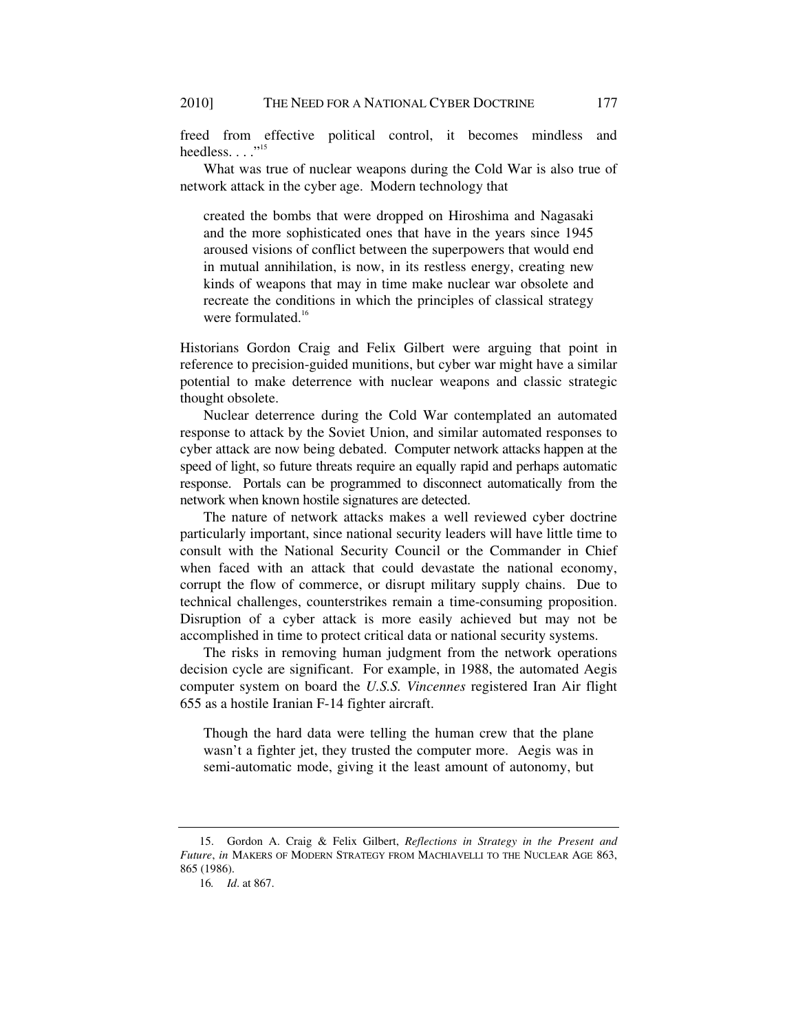freed from effective political control, it becomes mindless and heedless. . . ."[15]

What was true of nuclear weapons during the Cold War is also true of network attack in the cyber age. Modern technology that

> created the bombs that were dropped on Hiroshima and Nagasaki and the more sophisticated ones that have in the years since 1945 aroused visions of conflict between the superpowers that would end in mutual annihilation, is now, in its restless energy, creating new kinds of weapons that may in time make nuclear war obsolete and recreate the conditions in which the principles of classical strategy were formulated.[16]

Historians Gordon Craig and Felix Gilbert were arguing that point in reference to precision-guided munitions, but cyber war might have a similar potential to make deterrence with nuclear weapons and classic strategic thought obsolete.

Nuclear deterrence during the Cold War contemplated an automated response to attack by the Soviet Union, and similar automated responses to cyber attack are now being debated. Computer network attacks happen at the speed of light, so future threats require an equally rapid and perhaps automatic response. Portals can be programmed to disconnect automatically from the network when known hostile signatures are detected.

The nature of network attacks makes a well reviewed cyber doctrine particularly important, since national security leaders will have little time to consult with the National Security Council or the Commander in Chief when faced with an attack that could devastate the national economy, corrupt the flow of commerce, or disrupt military supply chains. Due to technical challenges, counterstrikes remain a time-consuming proposition. Disruption of a cyber attack is more easily achieved but may not be accomplished in time to protect critical data or national security systems.

The risks in removing human judgment from the network operations decision cycle are significant. For example, in 1988, the automated Aegis computer system on board the *U.S.S. Vincennes* registered Iran Air flight 655 as a hostile Iranian F-14 fighter aircraft.

> Though the hard data were telling the human crew that the plane wasn't a fighter jet, they trusted the computer more. Aegis was in semi-automatic mode, giving it the least amount of autonomy, but

---

15. Gordon A. Craig & Felix Gilbert, *Reflections in Strategy in the Present and Future*, *in* MAKERS OF MODERN STRATEGY FROM MACHIAVELLI TO THE NUCLEAR AGE 863, 865 (1986).

16. *Id*. at 867.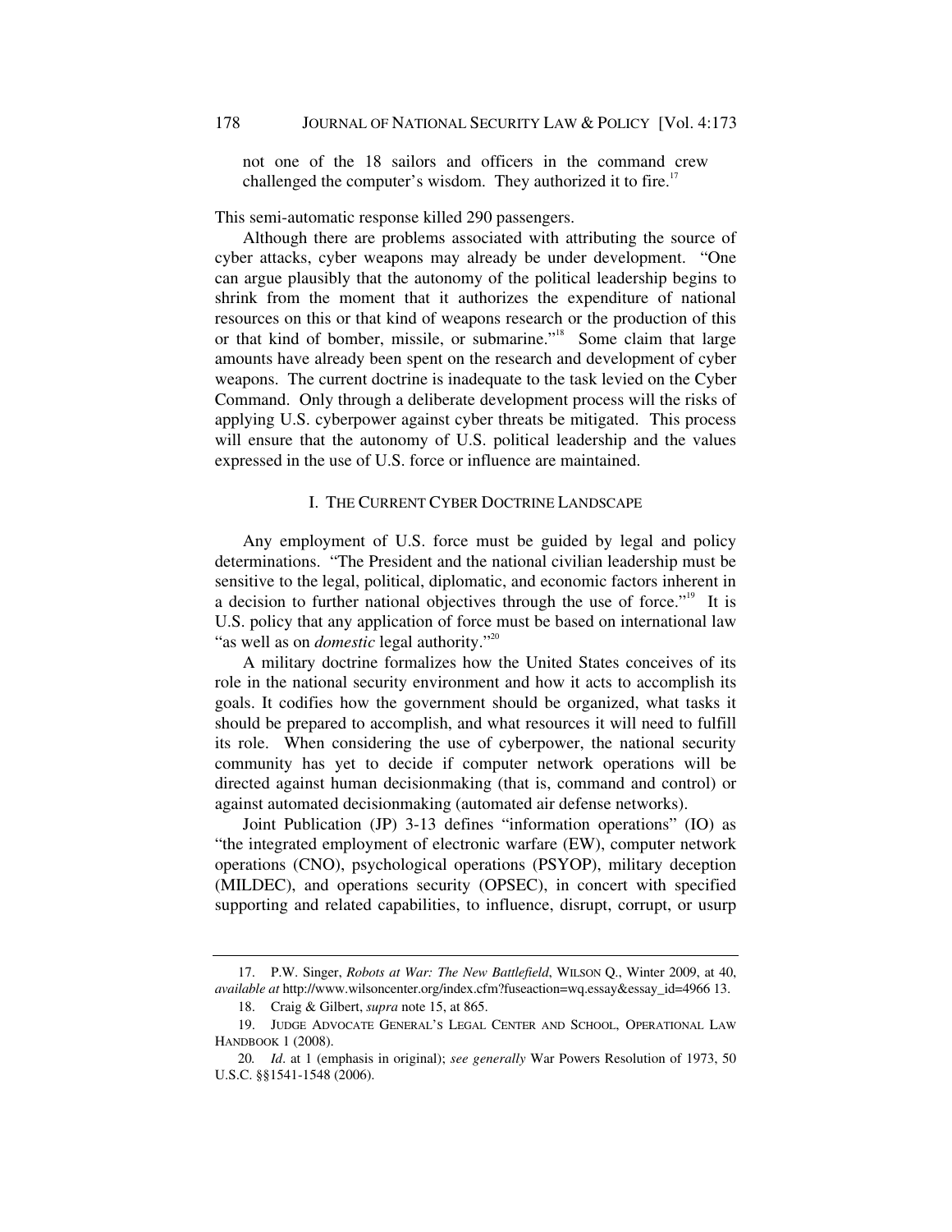> not one of the 18 sailors and officers in the command crew challenged the computer's wisdom. They authorized it to fire.[17]

This semi-automatic response killed 290 passengers.

Although there are problems associated with attributing the source of cyber attacks, cyber weapons may already be under development. "One can argue plausibly that the autonomy of the political leadership begins to shrink from the moment that it authorizes the expenditure of national resources on this or that kind of weapons research or the production of this or that kind of bomber, missile, or submarine."[18] Some claim that large amounts have already been spent on the research and development of cyber weapons. The current doctrine is inadequate to the task levied on the Cyber Command. Only through a deliberate development process will the risks of applying U.S. cyberpower against cyber threats be mitigated. This process will ensure that the autonomy of U.S. political leadership and the values expressed in the use of U.S. force or influence are maintained.

## I. The Current Cyber Doctrine Landscape

Any employment of U.S. force must be guided by legal and policy determinations. "The President and the national civilian leadership must be sensitive to the legal, political, diplomatic, and economic factors inherent in a decision to further national objectives through the use of force."[19] It is U.S. policy that any application of force must be based on international law "as well as on *domestic* legal authority."[20]

A military doctrine formalizes how the United States conceives of its role in the national security environment and how it acts to accomplish its goals. It codifies how the government should be organized, what tasks it should be prepared to accomplish, and what resources it will need to fulfill its role. When considering the use of cyberpower, the national security community has yet to decide if computer network operations will be directed against human decisionmaking (that is, command and control) or against automated decisionmaking (automated air defense networks).

Joint Publication (JP) 3-13 defines "information operations" (IO) as "the integrated employment of electronic warfare (EW), computer network operations (CNO), psychological operations (PSYOP), military deception (MILDEC), and operations security (OPSEC), in concert with specified supporting and related capabilities, to influence, disrupt, corrupt, or usurp

---

17. P.W. Singer, *Robots at War: The New Battlefield*, Wilson Q., Winter 2009, at 40, *available at* http://www.wilsoncenter.org/index.cfm?fuseaction=wq.essay&essay_id=4966 13.

18. Craig & Gilbert, *supra* note 15, at 865.

19. Judge Advocate General's Legal Center and School, Operational Law Handbook 1 (2008).

20. *Id*. at 1 (emphasis in original); *see generally* War Powers Resolution of 1973, 50 U.S.C. §§1541-1548 (2006).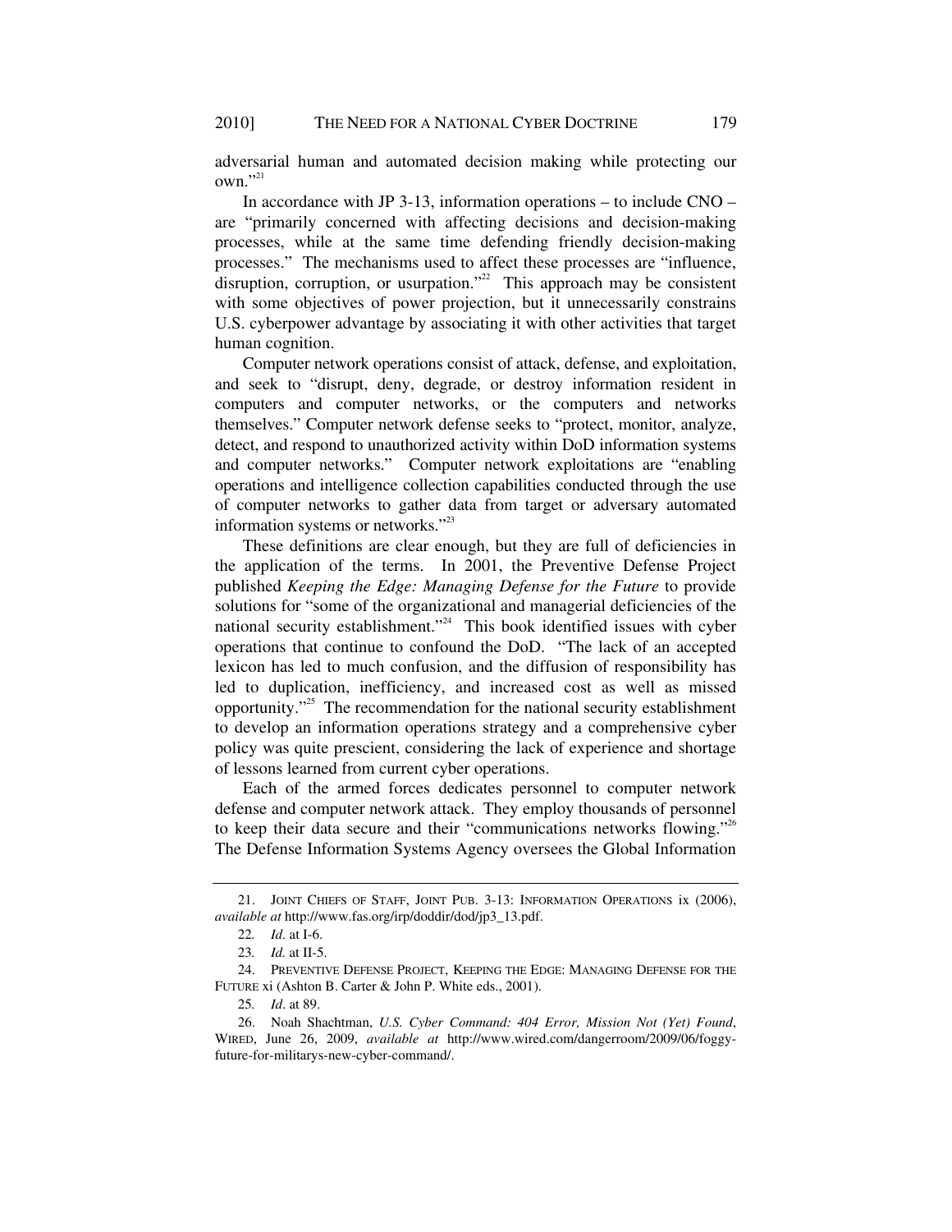adversarial human and automated decision making while protecting our own."[21]

In accordance with JP 3-13, information operations – to include CNO – are "primarily concerned with affecting decisions and decision-making processes, while at the same time defending friendly decision-making processes." The mechanisms used to affect these processes are "influence, disruption, corruption, or usurpation."[22] This approach may be consistent with some objectives of power projection, but it unnecessarily constrains U.S. cyberpower advantage by associating it with other activities that target human cognition.

Computer network operations consist of attack, defense, and exploitation, and seek to "disrupt, deny, degrade, or destroy information resident in computers and computer networks, or the computers and networks themselves." Computer network defense seeks to "protect, monitor, analyze, detect, and respond to unauthorized activity within DoD information systems and computer networks." Computer network exploitations are "enabling operations and intelligence collection capabilities conducted through the use of computer networks to gather data from target or adversary automated information systems or networks."[23]

These definitions are clear enough, but they are full of deficiencies in the application of the terms. In 2001, the Preventive Defense Project published *Keeping the Edge: Managing Defense for the Future* to provide solutions for "some of the organizational and managerial deficiencies of the national security establishment."[24] This book identified issues with cyber operations that continue to confound the DoD. "The lack of an accepted lexicon has led to much confusion, and the diffusion of responsibility has led to duplication, inefficiency, and increased cost as well as missed opportunity."[25] The recommendation for the national security establishment to develop an information operations strategy and a comprehensive cyber policy was quite prescient, considering the lack of experience and shortage of lessons learned from current cyber operations.

Each of the armed forces dedicates personnel to computer network defense and computer network attack. They employ thousands of personnel to keep their data secure and their "communications networks flowing."[26] The Defense Information Systems Agency oversees the Global Information

---

21. JOINT CHIEFS OF STAFF, JOINT PUB. 3-13: INFORMATION OPERATIONS ix (2006), *available at* http://www.fas.org/irp/doddir/dod/jp3_13.pdf.

22. *Id*. at I-6.

23. *Id.* at II-5.

24. PREVENTIVE DEFENSE PROJECT, KEEPING THE EDGE: MANAGING DEFENSE FOR THE FUTURE xi (Ashton B. Carter & John P. White eds., 2001).

25. *Id*. at 89.

26. Noah Shachtman, *U.S. Cyber Command: 404 Error, Mission Not (Yet) Found*, WIRED, June 26, 2009, *available at* http://www.wired.com/dangerroom/2009/06/foggy-future-for-militarys-new-cyber-command/.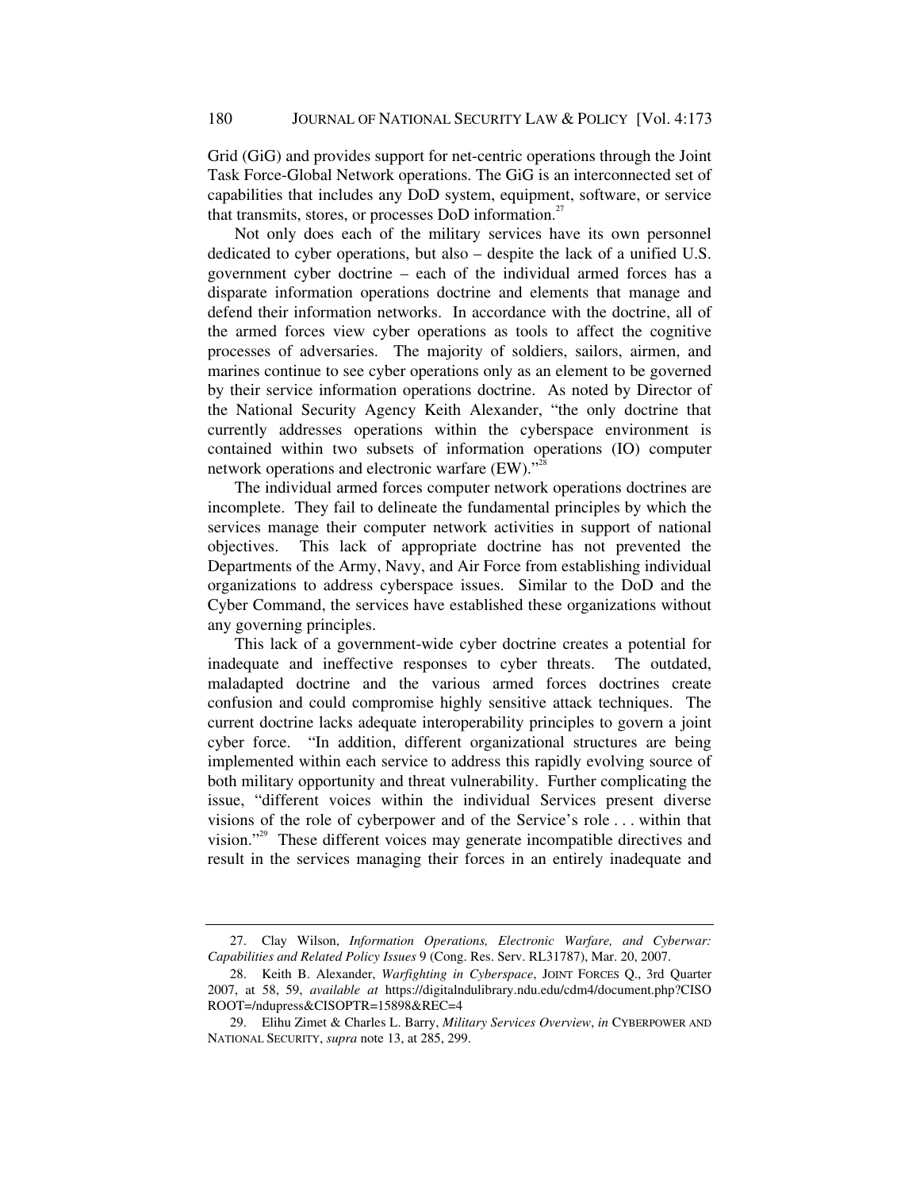Grid (GiG) and provides support for net-centric operations through the Joint Task Force-Global Network operations. The GiG is an interconnected set of capabilities that includes any DoD system, equipment, software, or service that transmits, stores, or processes DoD information.[27]

Not only does each of the military services have its own personnel dedicated to cyber operations, but also – despite the lack of a unified U.S. government cyber doctrine – each of the individual armed forces has a disparate information operations doctrine and elements that manage and defend their information networks. In accordance with the doctrine, all of the armed forces view cyber operations as tools to affect the cognitive processes of adversaries. The majority of soldiers, sailors, airmen, and marines continue to see cyber operations only as an element to be governed by their service information operations doctrine. As noted by Director of the National Security Agency Keith Alexander, "the only doctrine that currently addresses operations within the cyberspace environment is contained within two subsets of information operations (IO) computer network operations and electronic warfare (EW)."[28]

The individual armed forces computer network operations doctrines are incomplete. They fail to delineate the fundamental principles by which the services manage their computer network activities in support of national objectives. This lack of appropriate doctrine has not prevented the Departments of the Army, Navy, and Air Force from establishing individual organizations to address cyberspace issues. Similar to the DoD and the Cyber Command, the services have established these organizations without any governing principles.

This lack of a government-wide cyber doctrine creates a potential for inadequate and ineffective responses to cyber threats. The outdated, maladapted doctrine and the various armed forces doctrines create confusion and could compromise highly sensitive attack techniques. The current doctrine lacks adequate interoperability principles to govern a joint cyber force. "In addition, different organizational structures are being implemented within each service to address this rapidly evolving source of both military opportunity and threat vulnerability. Further complicating the issue, "different voices within the individual Services present diverse visions of the role of cyberpower and of the Service's role . . . within that vision."[29] These different voices may generate incompatible directives and result in the services managing their forces in an entirely inadequate and

---

27. Clay Wilson, *Information Operations, Electronic Warfare, and Cyberwar: Capabilities and Related Policy Issues* 9 (Cong. Res. Serv. RL31787), Mar. 20, 2007.

28. Keith B. Alexander, *Warfighting in Cyberspace*, JOINT FORCES Q., 3rd Quarter 2007, at 58, 59, *available at* https://digitalndulibrary.ndu.edu/cdm4/document.php?CISOROOT=/ndupress&CISOPTR=15898&REC=4

29. Elihu Zimet & Charles L. Barry, *Military Services Overview*, *in* CYBERPOWER AND NATIONAL SECURITY, *supra* note 13, at 285, 299.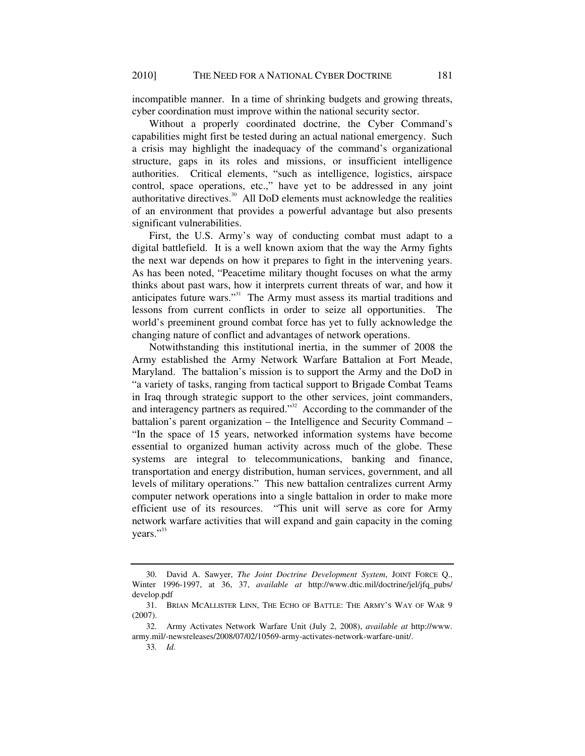incompatible manner. In a time of shrinking budgets and growing threats, cyber coordination must improve within the national security sector.

Without a properly coordinated doctrine, the Cyber Command's capabilities might first be tested during an actual national emergency. Such a crisis may highlight the inadequacy of the command's organizational structure, gaps in its roles and missions, or insufficient intelligence authorities. Critical elements, "such as intelligence, logistics, airspace control, space operations, etc.," have yet to be addressed in any joint authoritative directives.[30] All DoD elements must acknowledge the realities of an environment that provides a powerful advantage but also presents significant vulnerabilities.

First, the U.S. Army's way of conducting combat must adapt to a digital battlefield. It is a well known axiom that the way the Army fights the next war depends on how it prepares to fight in the intervening years. As has been noted, "Peacetime military thought focuses on what the army thinks about past wars, how it interprets current threats of war, and how it anticipates future wars."[31] The Army must assess its martial traditions and lessons from current conflicts in order to seize all opportunities. The world's preeminent ground combat force has yet to fully acknowledge the changing nature of conflict and advantages of network operations.

Notwithstanding this institutional inertia, in the summer of 2008 the Army established the Army Network Warfare Battalion at Fort Meade, Maryland. The battalion's mission is to support the Army and the DoD in "a variety of tasks, ranging from tactical support to Brigade Combat Teams in Iraq through strategic support to the other services, joint commanders, and interagency partners as required."[32] According to the commander of the battalion's parent organization – the Intelligence and Security Command – "In the space of 15 years, networked information systems have become essential to organized human activity across much of the globe. These systems are integral to telecommunications, banking and finance, transportation and energy distribution, human services, government, and all levels of military operations." This new battalion centralizes current Army computer network operations into a single battalion in order to make more efficient use of its resources. "This unit will serve as core for Army network warfare activities that will expand and gain capacity in the coming years."[33]

---

30. David A. Sawyer, *The Joint Doctrine Development System*, JOINT FORCE Q., Winter 1996-1997, at 36, 37, *available at* http://www.dtic.mil/doctrine/jel/jfq_pubs/develop.pdf

31. BRIAN MCALLISTER LINN, THE ECHO OF BATTLE: THE ARMY'S WAY OF WAR 9 (2007).

32. Army Activates Network Warfare Unit (July 2, 2008), *available at* http://www.army.mil/-newsreleases/2008/07/02/10569-army-activates-network-warfare-unit/.

33. *Id*.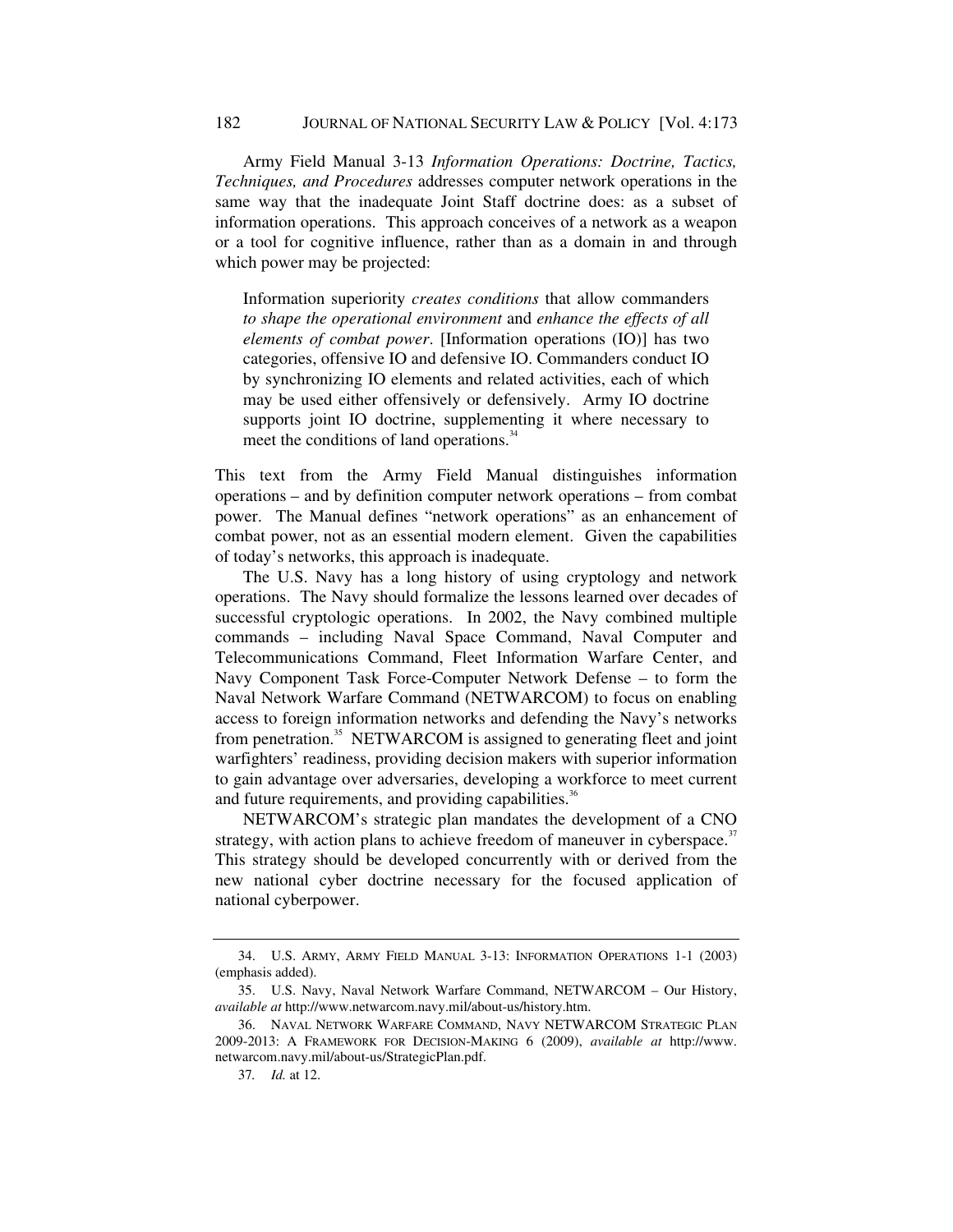Army Field Manual 3-13 *Information Operations: Doctrine, Tactics, Techniques, and Procedures* addresses computer network operations in the same way that the inadequate Joint Staff doctrine does: as a subset of information operations. This approach conceives of a network as a weapon or a tool for cognitive influence, rather than as a domain in and through which power may be projected:

> Information superiority *creates conditions* that allow commanders *to shape the operational environment* and *enhance the effects of all elements of combat power*. [Information operations (IO)] has two categories, offensive IO and defensive IO. Commanders conduct IO by synchronizing IO elements and related activities, each of which may be used either offensively or defensively. Army IO doctrine supports joint IO doctrine, supplementing it where necessary to meet the conditions of land operations.[34]

This text from the Army Field Manual distinguishes information operations – and by definition computer network operations – from combat power. The Manual defines "network operations" as an enhancement of combat power, not as an essential modern element. Given the capabilities of today's networks, this approach is inadequate.

The U.S. Navy has a long history of using cryptology and network operations. The Navy should formalize the lessons learned over decades of successful cryptologic operations. In 2002, the Navy combined multiple commands – including Naval Space Command, Naval Computer and Telecommunications Command, Fleet Information Warfare Center, and Navy Component Task Force-Computer Network Defense – to form the Naval Network Warfare Command (NETWARCOM) to focus on enabling access to foreign information networks and defending the Navy's networks from penetration.[35] NETWARCOM is assigned to generating fleet and joint warfighters' readiness, providing decision makers with superior information to gain advantage over adversaries, developing a workforce to meet current and future requirements, and providing capabilities.[36]

NETWARCOM's strategic plan mandates the development of a CNO strategy, with action plans to achieve freedom of maneuver in cyberspace.[37] This strategy should be developed concurrently with or derived from the new national cyber doctrine necessary for the focused application of national cyberpower.

---

34. U.S. ARMY, ARMY FIELD MANUAL 3-13: INFORMATION OPERATIONS 1-1 (2003) (emphasis added).

35. U.S. Navy, Naval Network Warfare Command, NETWARCOM – Our History, *available at* http://www.netwarcom.navy.mil/about-us/history.htm.

36. NAVAL NETWORK WARFARE COMMAND, NAVY NETWARCOM STRATEGIC PLAN 2009-2013: A FRAMEWORK FOR DECISION-MAKING 6 (2009), *available at* http://www.netwarcom.navy.mil/about-us/StrategicPlan.pdf.

37. *Id.* at 12.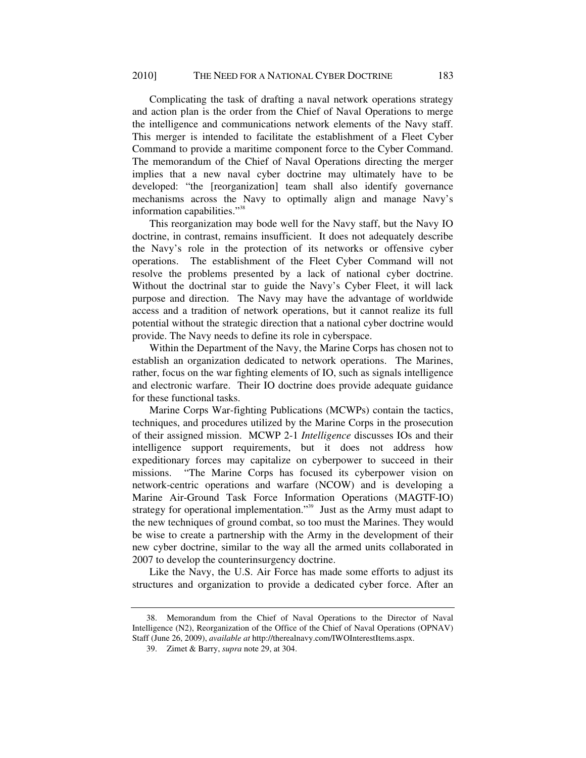Complicating the task of drafting a naval network operations strategy and action plan is the order from the Chief of Naval Operations to merge the intelligence and communications network elements of the Navy staff. This merger is intended to facilitate the establishment of a Fleet Cyber Command to provide a maritime component force to the Cyber Command. The memorandum of the Chief of Naval Operations directing the merger implies that a new naval cyber doctrine may ultimately have to be developed: "the [reorganization] team shall also identify governance mechanisms across the Navy to optimally align and manage Navy's information capabilities."[38]

This reorganization may bode well for the Navy staff, but the Navy IO doctrine, in contrast, remains insufficient. It does not adequately describe the Navy's role in the protection of its networks or offensive cyber operations. The establishment of the Fleet Cyber Command will not resolve the problems presented by a lack of national cyber doctrine. Without the doctrinal star to guide the Navy's Cyber Fleet, it will lack purpose and direction. The Navy may have the advantage of worldwide access and a tradition of network operations, but it cannot realize its full potential without the strategic direction that a national cyber doctrine would provide. The Navy needs to define its role in cyberspace.

Within the Department of the Navy, the Marine Corps has chosen not to establish an organization dedicated to network operations. The Marines, rather, focus on the war fighting elements of IO, such as signals intelligence and electronic warfare. Their IO doctrine does provide adequate guidance for these functional tasks.

Marine Corps War-fighting Publications (MCWPs) contain the tactics, techniques, and procedures utilized by the Marine Corps in the prosecution of their assigned mission. MCWP 2-1 *Intelligence* discusses IOs and their intelligence support requirements, but it does not address how expeditionary forces may capitalize on cyberpower to succeed in their missions. "The Marine Corps has focused its cyberpower vision on network-centric operations and warfare (NCOW) and is developing a Marine Air-Ground Task Force Information Operations (MAGTF-IO) strategy for operational implementation."[39] Just as the Army must adapt to the new techniques of ground combat, so too must the Marines. They would be wise to create a partnership with the Army in the development of their new cyber doctrine, similar to the way all the armed units collaborated in 2007 to develop the counterinsurgency doctrine.

Like the Navy, the U.S. Air Force has made some efforts to adjust its structures and organization to provide a dedicated cyber force. After an

---

38. Memorandum from the Chief of Naval Operations to the Director of Naval Intelligence (N2), Reorganization of the Office of the Chief of Naval Operations (OPNAV) Staff (June 26, 2009), *available at* http://therealnavy.com/IWOInterestItems.aspx.

39. Zimet & Barry, *supra* note 29, at 304.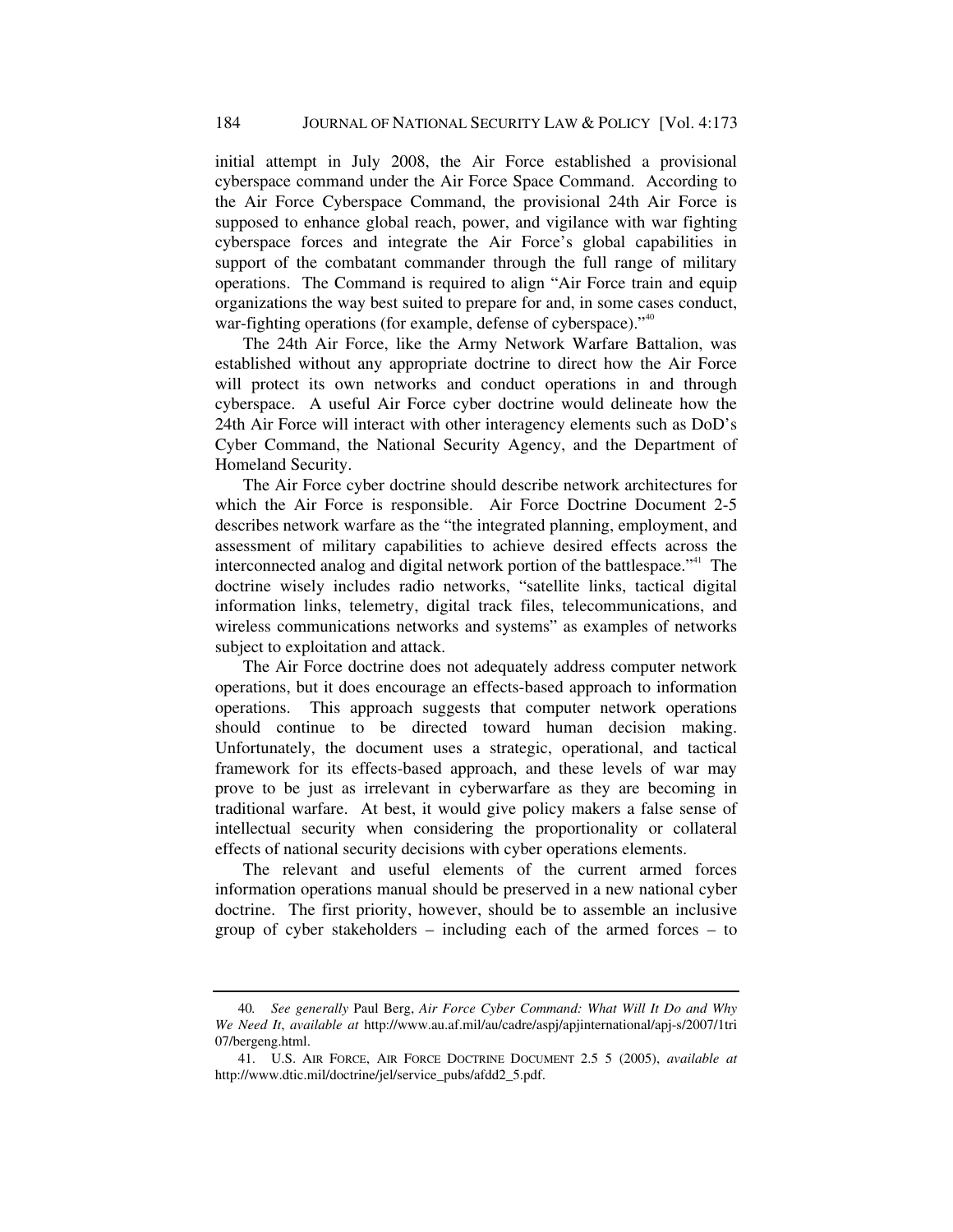initial attempt in July 2008, the Air Force established a provisional cyberspace command under the Air Force Space Command. According to the Air Force Cyberspace Command, the provisional 24th Air Force is supposed to enhance global reach, power, and vigilance with war fighting cyberspace forces and integrate the Air Force's global capabilities in support of the combatant commander through the full range of military operations. The Command is required to align "Air Force train and equip organizations the way best suited to prepare for and, in some cases conduct, war-fighting operations (for example, defense of cyberspace)."[40]

The 24th Air Force, like the Army Network Warfare Battalion, was established without any appropriate doctrine to direct how the Air Force will protect its own networks and conduct operations in and through cyberspace. A useful Air Force cyber doctrine would delineate how the 24th Air Force will interact with other interagency elements such as DoD's Cyber Command, the National Security Agency, and the Department of Homeland Security.

The Air Force cyber doctrine should describe network architectures for which the Air Force is responsible. Air Force Doctrine Document 2-5 describes network warfare as the "the integrated planning, employment, and assessment of military capabilities to achieve desired effects across the interconnected analog and digital network portion of the battlespace."[41] The doctrine wisely includes radio networks, "satellite links, tactical digital information links, telemetry, digital track files, telecommunications, and wireless communications networks and systems" as examples of networks subject to exploitation and attack.

The Air Force doctrine does not adequately address computer network operations, but it does encourage an effects-based approach to information operations. This approach suggests that computer network operations should continue to be directed toward human decision making. Unfortunately, the document uses a strategic, operational, and tactical framework for its effects-based approach, and these levels of war may prove to be just as irrelevant in cyberwarfare as they are becoming in traditional warfare. At best, it would give policy makers a false sense of intellectual security when considering the proportionality or collateral effects of national security decisions with cyber operations elements.

The relevant and useful elements of the current armed forces information operations manual should be preserved in a new national cyber doctrine. The first priority, however, should be to assemble an inclusive group of cyber stakeholders – including each of the armed forces – to

---

40. *See generally* Paul Berg, *Air Force Cyber Command: What Will It Do and Why We Need It*, *available at* http://www.au.af.mil/au/cadre/aspj/apjinternational/apj-s/2007/1tri07/bergeng.html.

41. U.S. AIR FORCE, AIR FORCE DOCTRINE DOCUMENT 2.5 5 (2005), *available at* http://www.dtic.mil/doctrine/jel/service_pubs/afdd2_5.pdf.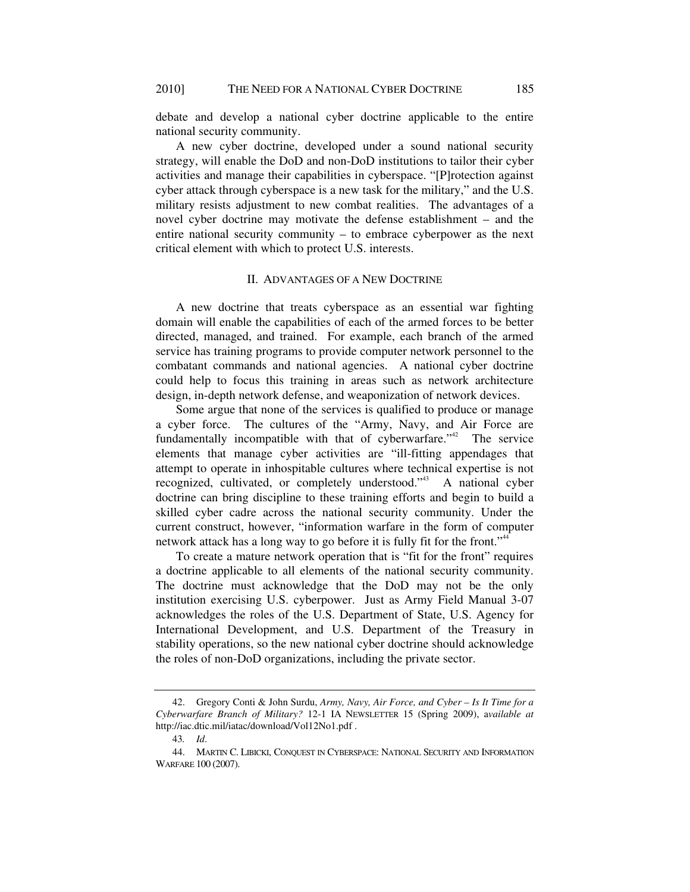debate and develop a national cyber doctrine applicable to the entire national security community.

A new cyber doctrine, developed under a sound national security strategy, will enable the DoD and non-DoD institutions to tailor their cyber activities and manage their capabilities in cyberspace. "[P]rotection against cyber attack through cyberspace is a new task for the military," and the U.S. military resists adjustment to new combat realities. The advantages of a novel cyber doctrine may motivate the defense establishment – and the entire national security community – to embrace cyberpower as the next critical element with which to protect U.S. interests.

## II. Advantages of a New Doctrine

A new doctrine that treats cyberspace as an essential war fighting domain will enable the capabilities of each of the armed forces to be better directed, managed, and trained. For example, each branch of the armed service has training programs to provide computer network personnel to the combatant commands and national agencies. A national cyber doctrine could help to focus this training in areas such as network architecture design, in-depth network defense, and weaponization of network devices.

Some argue that none of the services is qualified to produce or manage a cyber force. The cultures of the "Army, Navy, and Air Force are fundamentally incompatible with that of cyberwarfare."[42] The service elements that manage cyber activities are "ill-fitting appendages that attempt to operate in inhospitable cultures where technical expertise is not recognized, cultivated, or completely understood."[43] A national cyber doctrine can bring discipline to these training efforts and begin to build a skilled cyber cadre across the national security community. Under the current construct, however, "information warfare in the form of computer network attack has a long way to go before it is fully fit for the front."[44]

To create a mature network operation that is "fit for the front" requires a doctrine applicable to all elements of the national security community. The doctrine must acknowledge that the DoD may not be the only institution exercising U.S. cyberpower. Just as Army Field Manual 3-07 acknowledges the roles of the U.S. Department of State, U.S. Agency for International Development, and U.S. Department of the Treasury in stability operations, so the new national cyber doctrine should acknowledge the roles of non-DoD organizations, including the private sector.

---

42. Gregory Conti & John Surdu, *Army, Navy, Air Force, and Cyber – Is It Time for a Cyberwarfare Branch of Military?* 12-1 IA NEWSLETTER 15 (Spring 2009), *available at* http://iac.dtic.mil/iatac/download/Vol12No1.pdf .

43. *Id*.

44. MARTIN C. LIBICKI, CONQUEST IN CYBERSPACE: NATIONAL SECURITY AND INFORMATION WARFARE 100 (2007).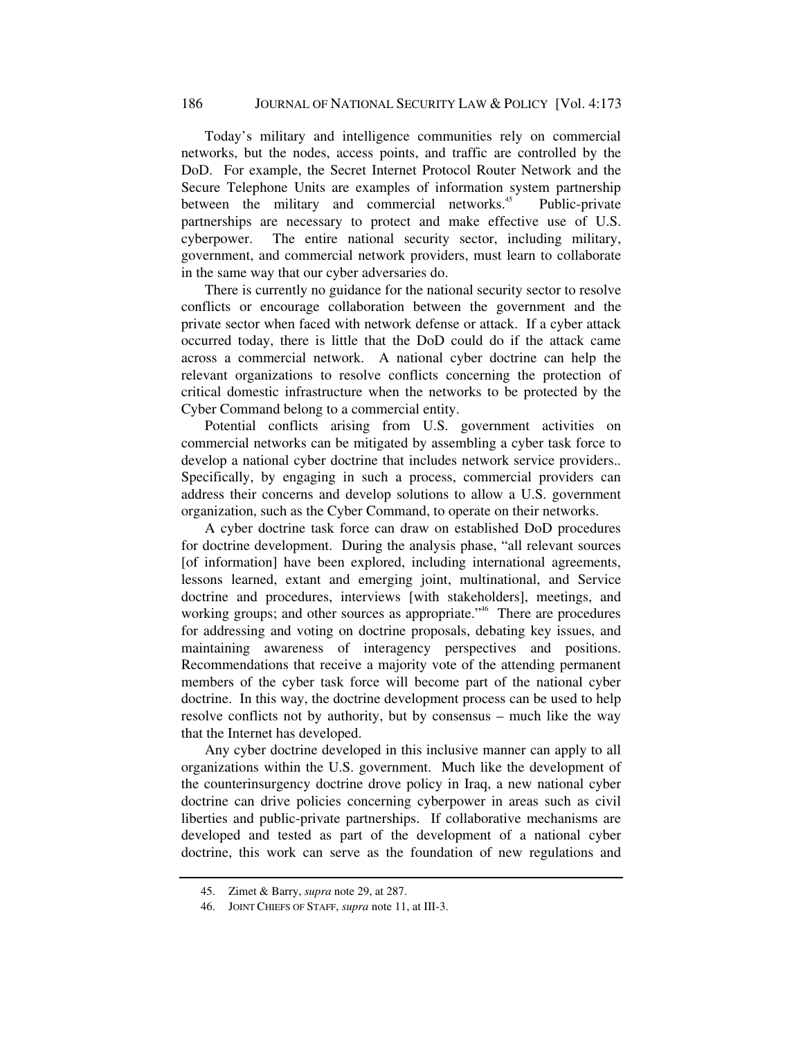Today's military and intelligence communities rely on commercial networks, but the nodes, access points, and traffic are controlled by the DoD. For example, the Secret Internet Protocol Router Network and the Secure Telephone Units are examples of information system partnership between the military and commercial networks.[45] Public-private partnerships are necessary to protect and make effective use of U.S. cyberpower. The entire national security sector, including military, government, and commercial network providers, must learn to collaborate in the same way that our cyber adversaries do.

There is currently no guidance for the national security sector to resolve conflicts or encourage collaboration between the government and the private sector when faced with network defense or attack. If a cyber attack occurred today, there is little that the DoD could do if the attack came across a commercial network. A national cyber doctrine can help the relevant organizations to resolve conflicts concerning the protection of critical domestic infrastructure when the networks to be protected by the Cyber Command belong to a commercial entity.

Potential conflicts arising from U.S. government activities on commercial networks can be mitigated by assembling a cyber task force to develop a national cyber doctrine that includes network service providers.. Specifically, by engaging in such a process, commercial providers can address their concerns and develop solutions to allow a U.S. government organization, such as the Cyber Command, to operate on their networks.

A cyber doctrine task force can draw on established DoD procedures for doctrine development. During the analysis phase, "all relevant sources [of information] have been explored, including international agreements, lessons learned, extant and emerging joint, multinational, and Service doctrine and procedures, interviews [with stakeholders], meetings, and working groups; and other sources as appropriate."[46] There are procedures for addressing and voting on doctrine proposals, debating key issues, and maintaining awareness of interagency perspectives and positions. Recommendations that receive a majority vote of the attending permanent members of the cyber task force will become part of the national cyber doctrine. In this way, the doctrine development process can be used to help resolve conflicts not by authority, but by consensus – much like the way that the Internet has developed.

Any cyber doctrine developed in this inclusive manner can apply to all organizations within the U.S. government. Much like the development of the counterinsurgency doctrine drove policy in Iraq, a new national cyber doctrine can drive policies concerning cyberpower in areas such as civil liberties and public-private partnerships. If collaborative mechanisms are developed and tested as part of the development of a national cyber doctrine, this work can serve as the foundation of new regulations and

---

45. Zimet & Barry, *supra* note 29, at 287.

46. JOINT CHIEFS OF STAFF, *supra* note 11, at III-3.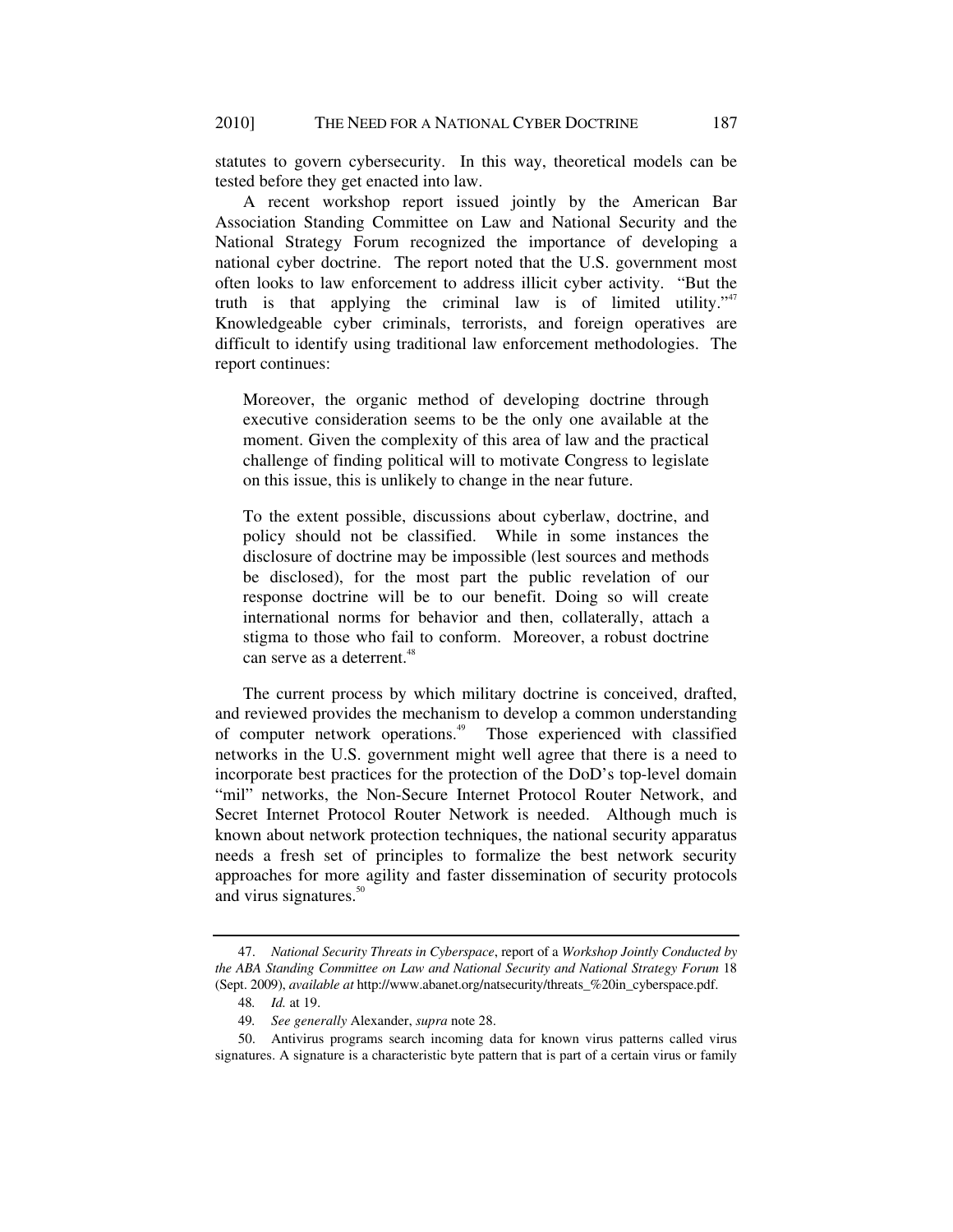statutes to govern cybersecurity. In this way, theoretical models can be tested before they get enacted into law.

A recent workshop report issued jointly by the American Bar Association Standing Committee on Law and National Security and the National Strategy Forum recognized the importance of developing a national cyber doctrine. The report noted that the U.S. government most often looks to law enforcement to address illicit cyber activity. "But the truth is that applying the criminal law is of limited utility."[47] Knowledgeable cyber criminals, terrorists, and foreign operatives are difficult to identify using traditional law enforcement methodologies. The report continues:

> Moreover, the organic method of developing doctrine through executive consideration seems to be the only one available at the moment. Given the complexity of this area of law and the practical challenge of finding political will to motivate Congress to legislate on this issue, this is unlikely to change in the near future.
>
> To the extent possible, discussions about cyberlaw, doctrine, and policy should not be classified. While in some instances the disclosure of doctrine may be impossible (lest sources and methods be disclosed), for the most part the public revelation of our response doctrine will be to our benefit. Doing so will create international norms for behavior and then, collaterally, attach a stigma to those who fail to conform. Moreover, a robust doctrine can serve as a deterrent.[48]

The current process by which military doctrine is conceived, drafted, and reviewed provides the mechanism to develop a common understanding of computer network operations.[49] Those experienced with classified networks in the U.S. government might well agree that there is a need to incorporate best practices for the protection of the DoD's top-level domain "mil" networks, the Non-Secure Internet Protocol Router Network, and Secret Internet Protocol Router Network is needed. Although much is known about network protection techniques, the national security apparatus needs a fresh set of principles to formalize the best network security approaches for more agility and faster dissemination of security protocols and virus signatures.[50]

---

47. *National Security Threats in Cyberspace*, report of a *Workshop Jointly Conducted by the ABA Standing Committee on Law and National Security and National Strategy Forum* 18 (Sept. 2009), *available at* http://www.abanet.org/natsecurity/threats_%20in_cyberspace.pdf.

48. *Id.* at 19.

49. *See generally* Alexander, *supra* note 28.

50. Antivirus programs search incoming data for known virus patterns called virus signatures. A signature is a characteristic byte pattern that is part of a certain virus or family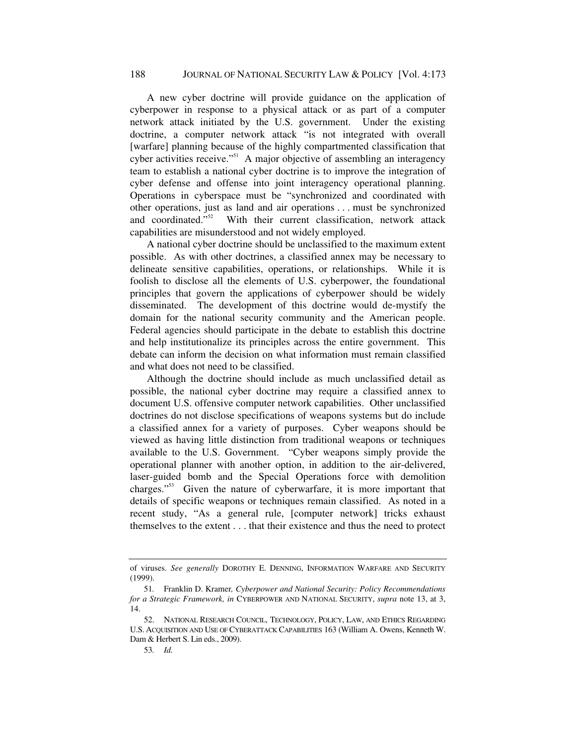A new cyber doctrine will provide guidance on the application of cyberpower in response to a physical attack or as part of a computer network attack initiated by the U.S. government. Under the existing doctrine, a computer network attack "is not integrated with overall [warfare] planning because of the highly compartmented classification that cyber activities receive."[51] A major objective of assembling an interagency team to establish a national cyber doctrine is to improve the integration of cyber defense and offense into joint interagency operational planning. Operations in cyberspace must be "synchronized and coordinated with other operations, just as land and air operations . . . must be synchronized and coordinated."[52] With their current classification, network attack capabilities are misunderstood and not widely employed.

A national cyber doctrine should be unclassified to the maximum extent possible. As with other doctrines, a classified annex may be necessary to delineate sensitive capabilities, operations, or relationships. While it is foolish to disclose all the elements of U.S. cyberpower, the foundational principles that govern the applications of cyberpower should be widely disseminated. The development of this doctrine would de-mystify the domain for the national security community and the American people. Federal agencies should participate in the debate to establish this doctrine and help institutionalize its principles across the entire government. This debate can inform the decision on what information must remain classified and what does not need to be classified.

Although the doctrine should include as much unclassified detail as possible, the national cyber doctrine may require a classified annex to document U.S. offensive computer network capabilities. Other unclassified doctrines do not disclose specifications of weapons systems but do include a classified annex for a variety of purposes. Cyber weapons should be viewed as having little distinction from traditional weapons or techniques available to the U.S. Government. "Cyber weapons simply provide the operational planner with another option, in addition to the air-delivered, laser-guided bomb and the Special Operations force with demolition charges."[53] Given the nature of cyberwarfare, it is more important that details of specific weapons or techniques remain classified. As noted in a recent study, "As a general rule, [computer network] tricks exhaust themselves to the extent . . . that their existence and thus the need to protect

---

of viruses. *See generally* DOROTHY E. DENNING, INFORMATION WARFARE AND SECURITY (1999).

51. Franklin D. Kramer, *Cyberpower and National Security: Policy Recommendations for a Strategic Framework, in* CYBERPOWER AND NATIONAL SECURITY, *supra* note 13, at 3, 14.

52. NATIONAL RESEARCH COUNCIL, TECHNOLOGY, POLICY, LAW, AND ETHICS REGARDING U.S. ACQUISITION AND USE OF CYBERATTACK CAPABILITIES 163 (William A. Owens, Kenneth W. Dam & Herbert S. Lin eds., 2009).

53. *Id.*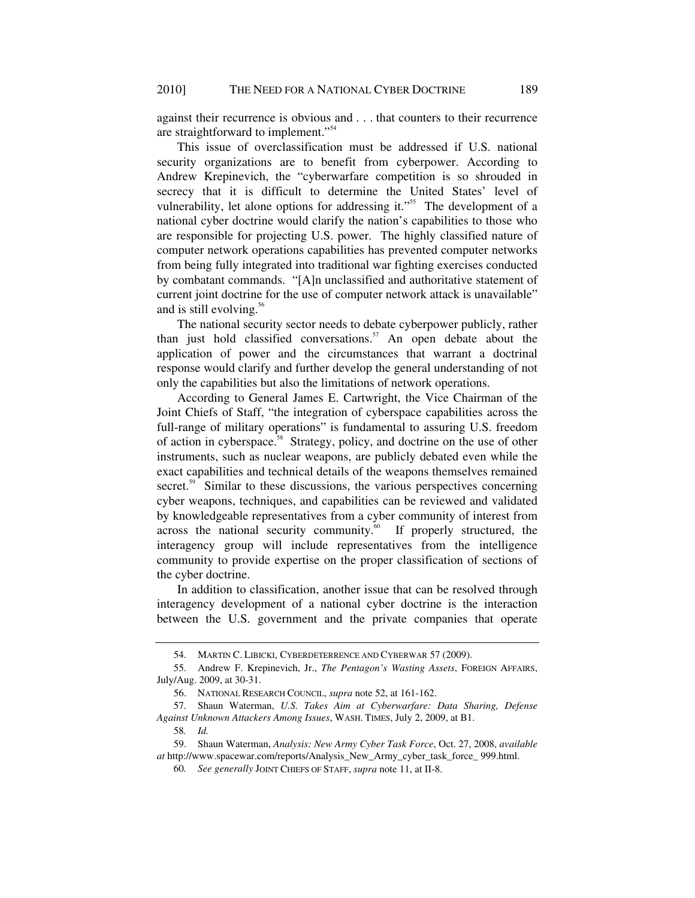against their recurrence is obvious and . . . that counters to their recurrence are straightforward to implement."[54]

This issue of overclassification must be addressed if U.S. national security organizations are to benefit from cyberpower. According to Andrew Krepinevich, the "cyberwarfare competition is so shrouded in secrecy that it is difficult to determine the United States' level of vulnerability, let alone options for addressing it."[55] The development of a national cyber doctrine would clarify the nation's capabilities to those who are responsible for projecting U.S. power. The highly classified nature of computer network operations capabilities has prevented computer networks from being fully integrated into traditional war fighting exercises conducted by combatant commands. "[A]n unclassified and authoritative statement of current joint doctrine for the use of computer network attack is unavailable" and is still evolving.[56]

The national security sector needs to debate cyberpower publicly, rather than just hold classified conversations.[57] An open debate about the application of power and the circumstances that warrant a doctrinal response would clarify and further develop the general understanding of not only the capabilities but also the limitations of network operations.

According to General James E. Cartwright, the Vice Chairman of the Joint Chiefs of Staff, "the integration of cyberspace capabilities across the full-range of military operations" is fundamental to assuring U.S. freedom of action in cyberspace.[58] Strategy, policy, and doctrine on the use of other instruments, such as nuclear weapons, are publicly debated even while the exact capabilities and technical details of the weapons themselves remained secret.[59] Similar to these discussions, the various perspectives concerning cyber weapons, techniques, and capabilities can be reviewed and validated by knowledgeable representatives from a cyber community of interest from across the national security community.[60] If properly structured, the interagency group will include representatives from the intelligence community to provide expertise on the proper classification of sections of the cyber doctrine.

In addition to classification, another issue that can be resolved through interagency development of a national cyber doctrine is the interaction between the U.S. government and the private companies that operate

---

54. MARTIN C. LIBICKI, CYBERDETERRENCE AND CYBERWAR 57 (2009).

55. Andrew F. Krepinevich, Jr., *The Pentagon's Wasting Assets*, FOREIGN AFFAIRS, July/Aug. 2009, at 30-31.

56. NATIONAL RESEARCH COUNCIL, *supra* note 52, at 161-162.

57. Shaun Waterman, *U.S. Takes Aim at Cyberwarfare: Data Sharing, Defense Against Unknown Attackers Among Issues*, WASH. TIMES, July 2, 2009, at B1.

58. *Id.*

59. Shaun Waterman, *Analysis: New Army Cyber Task Force*, Oct. 27, 2008, *available at* http://www.spacewar.com/reports/Analysis_New_Army_cyber_task_force_ 999.html.

60. *See generally* JOINT CHIEFS OF STAFF, *supra* note 11, at II-8.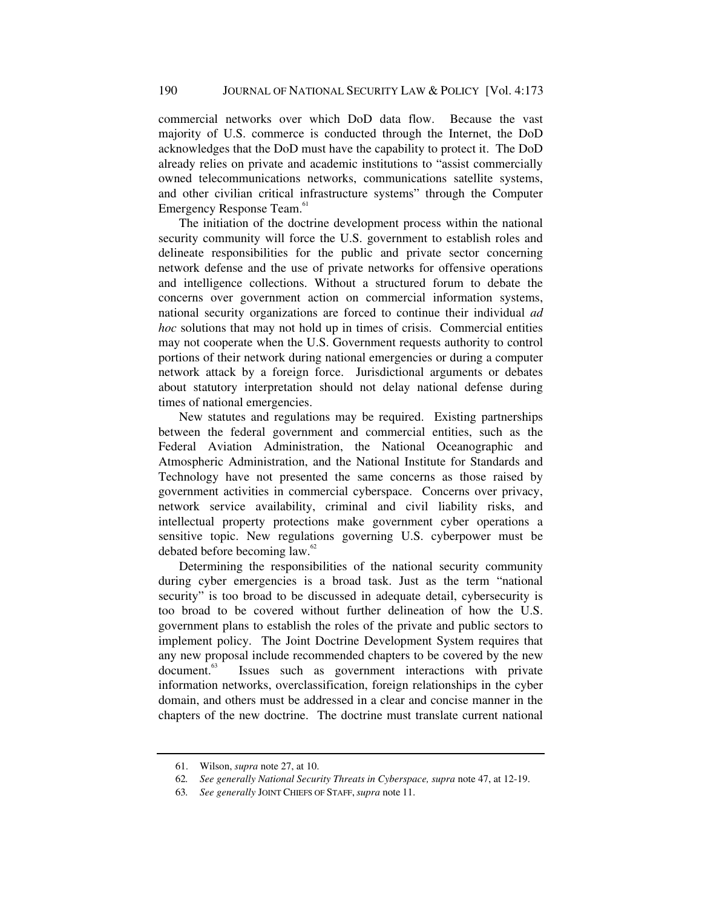commercial networks over which DoD data flow. Because the vast majority of U.S. commerce is conducted through the Internet, the DoD acknowledges that the DoD must have the capability to protect it. The DoD already relies on private and academic institutions to "assist commercially owned telecommunications networks, communications satellite systems, and other civilian critical infrastructure systems" through the Computer Emergency Response Team.[61]

The initiation of the doctrine development process within the national security community will force the U.S. government to establish roles and delineate responsibilities for the public and private sector concerning network defense and the use of private networks for offensive operations and intelligence collections. Without a structured forum to debate the concerns over government action on commercial information systems, national security organizations are forced to continue their individual *ad hoc* solutions that may not hold up in times of crisis. Commercial entities may not cooperate when the U.S. Government requests authority to control portions of their network during national emergencies or during a computer network attack by a foreign force. Jurisdictional arguments or debates about statutory interpretation should not delay national defense during times of national emergencies.

New statutes and regulations may be required. Existing partnerships between the federal government and commercial entities, such as the Federal Aviation Administration, the National Oceanographic and Atmospheric Administration, and the National Institute for Standards and Technology have not presented the same concerns as those raised by government activities in commercial cyberspace. Concerns over privacy, network service availability, criminal and civil liability risks, and intellectual property protections make government cyber operations a sensitive topic. New regulations governing U.S. cyberpower must be debated before becoming law.[62]

Determining the responsibilities of the national security community during cyber emergencies is a broad task. Just as the term "national security" is too broad to be discussed in adequate detail, cybersecurity is too broad to be covered without further delineation of how the U.S. government plans to establish the roles of the private and public sectors to implement policy. The Joint Doctrine Development System requires that any new proposal include recommended chapters to be covered by the new document.[63] Issues such as government interactions with private information networks, overclassification, foreign relationships in the cyber domain, and others must be addressed in a clear and concise manner in the chapters of the new doctrine. The doctrine must translate current national

61. Wilson, *supra* note 27, at 10.

62. *See generally National Security Threats in Cyberspace, supra* note 47, at 12-19.

63. *See generally* JOINT CHIEFS OF STAFF, *supra* note 11.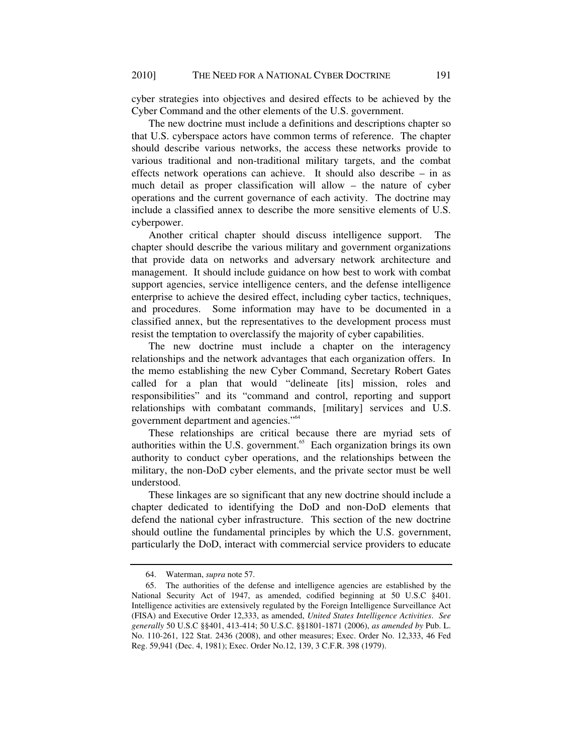cyber strategies into objectives and desired effects to be achieved by the Cyber Command and the other elements of the U.S. government.

The new doctrine must include a definitions and descriptions chapter so that U.S. cyberspace actors have common terms of reference. The chapter should describe various networks, the access these networks provide to various traditional and non-traditional military targets, and the combat effects network operations can achieve. It should also describe – in as much detail as proper classification will allow – the nature of cyber operations and the current governance of each activity. The doctrine may include a classified annex to describe the more sensitive elements of U.S. cyberpower.

Another critical chapter should discuss intelligence support. The chapter should describe the various military and government organizations that provide data on networks and adversary network architecture and management. It should include guidance on how best to work with combat support agencies, service intelligence centers, and the defense intelligence enterprise to achieve the desired effect, including cyber tactics, techniques, and procedures. Some information may have to be documented in a classified annex, but the representatives to the development process must resist the temptation to overclassify the majority of cyber capabilities.

The new doctrine must include a chapter on the interagency relationships and the network advantages that each organization offers. In the memo establishing the new Cyber Command, Secretary Robert Gates called for a plan that would "delineate [its] mission, roles and responsibilities" and its "command and control, reporting and support relationships with combatant commands, [military] services and U.S. government department and agencies."[64]

These relationships are critical because there are myriad sets of authorities within the U.S. government.[65] Each organization brings its own authority to conduct cyber operations, and the relationships between the military, the non-DoD cyber elements, and the private sector must be well understood.

These linkages are so significant that any new doctrine should include a chapter dedicated to identifying the DoD and non-DoD elements that defend the national cyber infrastructure. This section of the new doctrine should outline the fundamental principles by which the U.S. government, particularly the DoD, interact with commercial service providers to educate

---

64. Waterman, *supra* note 57.

65. The authorities of the defense and intelligence agencies are established by the National Security Act of 1947, as amended, codified beginning at 50 U.S.C §401. Intelligence activities are extensively regulated by the Foreign Intelligence Surveillance Act (FISA) and Executive Order 12,333, as amended, *United States Intelligence Activities*. *See generally* 50 U.S.C §§401, 413-414; 50 U.S.C. §§1801-1871 (2006), *as amended by* Pub. L. No. 110-261, 122 Stat. 2436 (2008), and other measures; Exec. Order No. 12,333, 46 Fed Reg. 59,941 (Dec. 4, 1981); Exec. Order No.12, 139, 3 C.F.R. 398 (1979).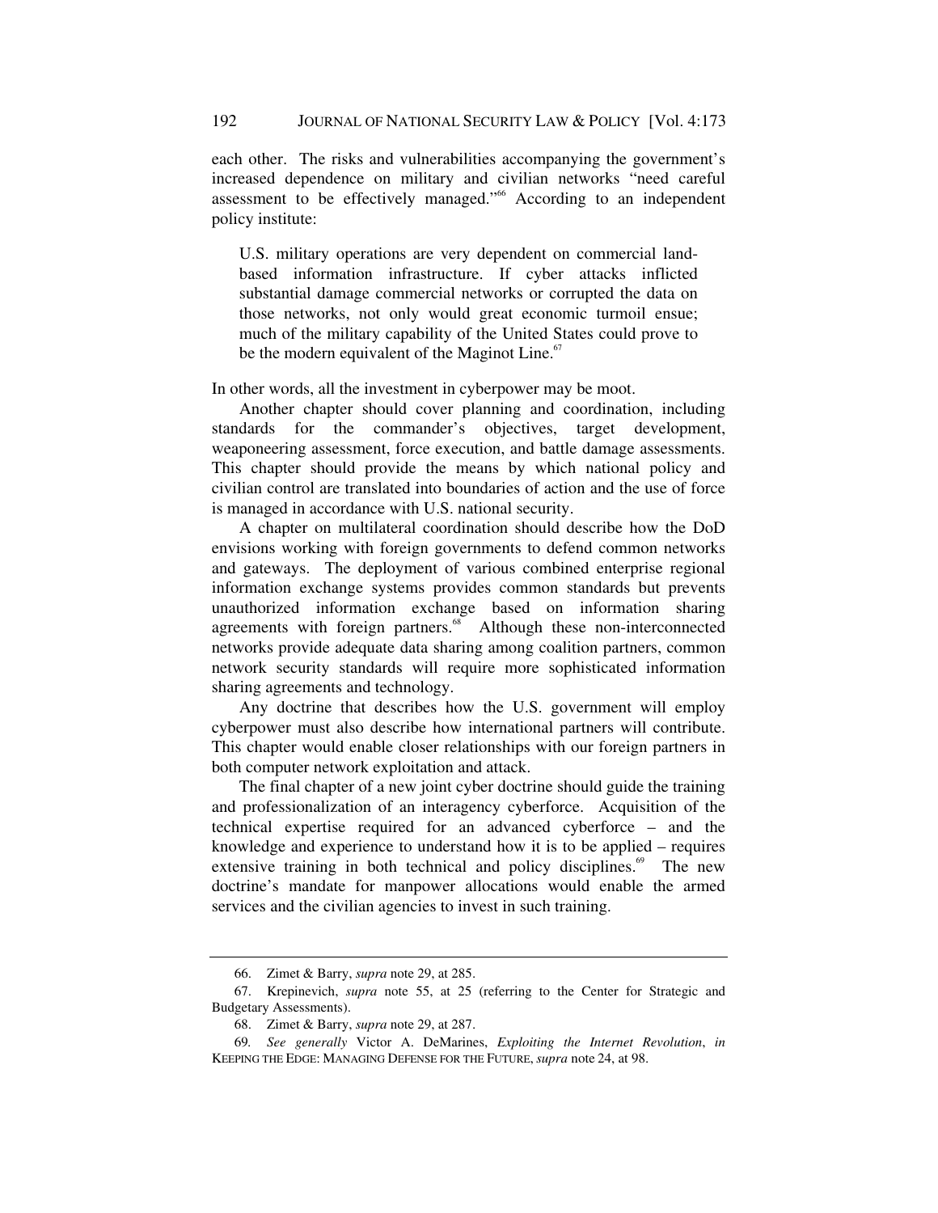each other. The risks and vulnerabilities accompanying the government's increased dependence on military and civilian networks "need careful assessment to be effectively managed."[66] According to an independent policy institute:

> U.S. military operations are very dependent on commercial land-based information infrastructure. If cyber attacks inflicted substantial damage commercial networks or corrupted the data on those networks, not only would great economic turmoil ensue; much of the military capability of the United States could prove to be the modern equivalent of the Maginot Line.[67]

In other words, all the investment in cyberpower may be moot.

Another chapter should cover planning and coordination, including standards for the commander's objectives, target development, weaponeering assessment, force execution, and battle damage assessments. This chapter should provide the means by which national policy and civilian control are translated into boundaries of action and the use of force is managed in accordance with U.S. national security.

A chapter on multilateral coordination should describe how the DoD envisions working with foreign governments to defend common networks and gateways. The deployment of various combined enterprise regional information exchange systems provides common standards but prevents unauthorized information exchange based on information sharing agreements with foreign partners.[68] Although these non-interconnected networks provide adequate data sharing among coalition partners, common network security standards will require more sophisticated information sharing agreements and technology.

Any doctrine that describes how the U.S. government will employ cyberpower must also describe how international partners will contribute. This chapter would enable closer relationships with our foreign partners in both computer network exploitation and attack.

The final chapter of a new joint cyber doctrine should guide the training and professionalization of an interagency cyberforce. Acquisition of the technical expertise required for an advanced cyberforce – and the knowledge and experience to understand how it is to be applied – requires extensive training in both technical and policy disciplines.[69] The new doctrine's mandate for manpower allocations would enable the armed services and the civilian agencies to invest in such training.

---

66. Zimet & Barry, *supra* note 29, at 285.

67. Krepinevich, *supra* note 55, at 25 (referring to the Center for Strategic and Budgetary Assessments).

68. Zimet & Barry, *supra* note 29, at 287.

69. *See generally* Victor A. DeMarines, *Exploiting the Internet Revolution*, *in* KEEPING THE EDGE: MANAGING DEFENSE FOR THE FUTURE, *supra* note 24, at 98.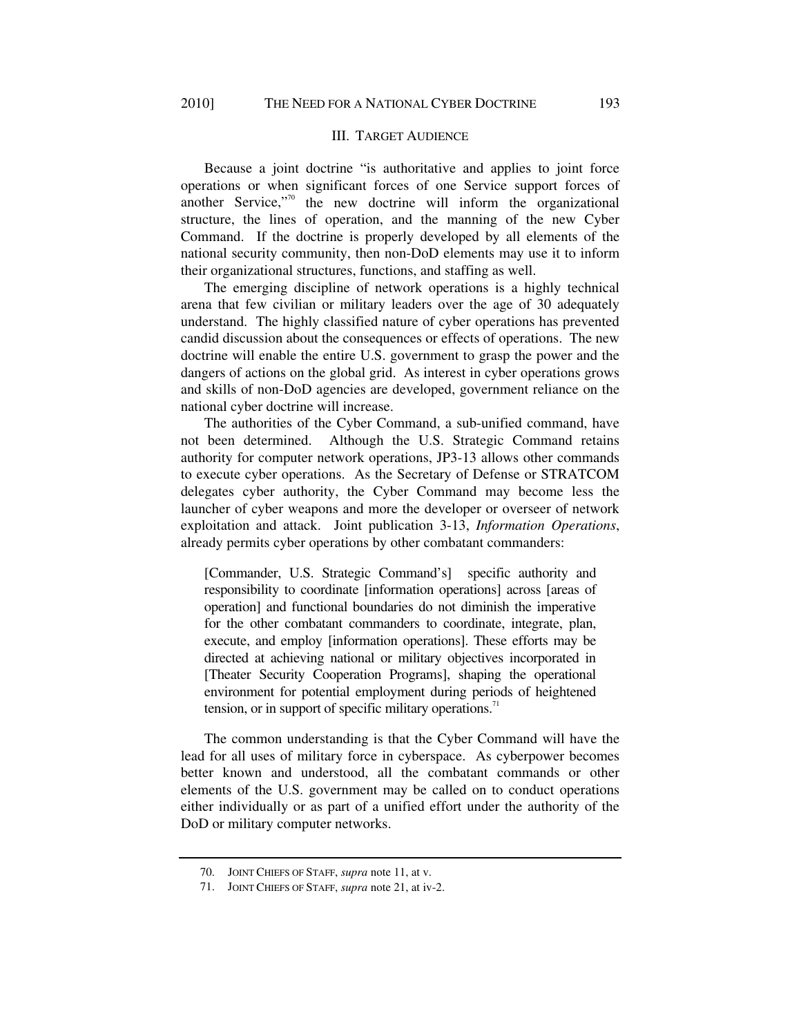## III. TARGET AUDIENCE

Because a joint doctrine "is authoritative and applies to joint force operations or when significant forces of one Service support forces of another Service,"[70] the new doctrine will inform the organizational structure, the lines of operation, and the manning of the new Cyber Command. If the doctrine is properly developed by all elements of the national security community, then non-DoD elements may use it to inform their organizational structures, functions, and staffing as well.

The emerging discipline of network operations is a highly technical arena that few civilian or military leaders over the age of 30 adequately understand. The highly classified nature of cyber operations has prevented candid discussion about the consequences or effects of operations. The new doctrine will enable the entire U.S. government to grasp the power and the dangers of actions on the global grid. As interest in cyber operations grows and skills of non-DoD agencies are developed, government reliance on the national cyber doctrine will increase.

The authorities of the Cyber Command, a sub-unified command, have not been determined. Although the U.S. Strategic Command retains authority for computer network operations, JP3-13 allows other commands to execute cyber operations. As the Secretary of Defense or STRATCOM delegates cyber authority, the Cyber Command may become less the launcher of cyber weapons and more the developer or overseer of network exploitation and attack. Joint publication 3-13, *Information Operations*, already permits cyber operations by other combatant commanders:

> [Commander, U.S. Strategic Command's] specific authority and responsibility to coordinate [information operations] across [areas of operation] and functional boundaries do not diminish the imperative for the other combatant commanders to coordinate, integrate, plan, execute, and employ [information operations]. These efforts may be directed at achieving national or military objectives incorporated in [Theater Security Cooperation Programs], shaping the operational environment for potential employment during periods of heightened tension, or in support of specific military operations.[71]

The common understanding is that the Cyber Command will have the lead for all uses of military force in cyberspace. As cyberpower becomes better known and understood, all the combatant commands or other elements of the U.S. government may be called on to conduct operations either individually or as part of a unified effort under the authority of the DoD or military computer networks.

---

70. JOINT CHIEFS OF STAFF, *supra* note 11, at v.

71. JOINT CHIEFS OF STAFF, *supra* note 21, at iv-2.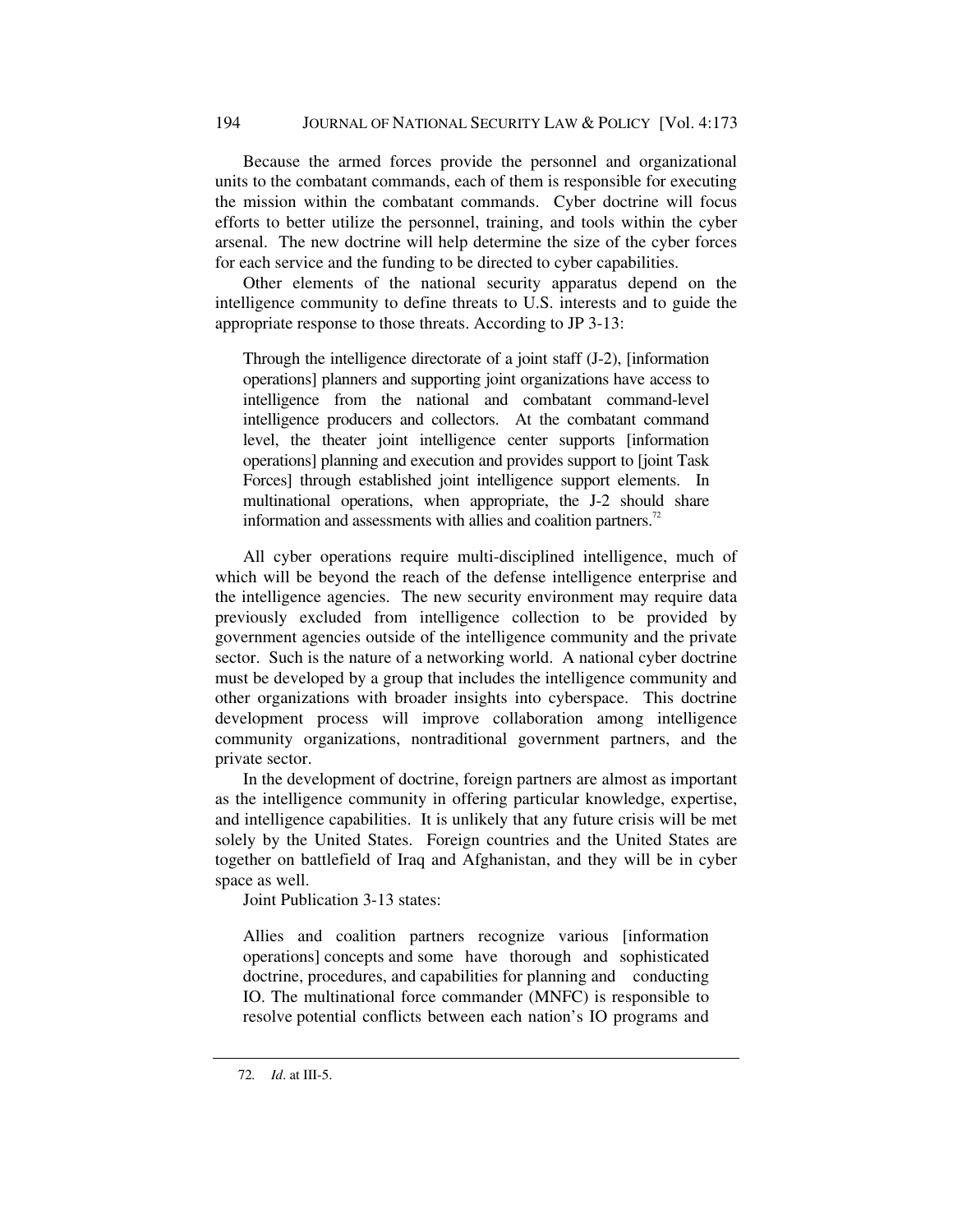Because the armed forces provide the personnel and organizational units to the combatant commands, each of them is responsible for executing the mission within the combatant commands. Cyber doctrine will focus efforts to better utilize the personnel, training, and tools within the cyber arsenal. The new doctrine will help determine the size of the cyber forces for each service and the funding to be directed to cyber capabilities.

Other elements of the national security apparatus depend on the intelligence community to define threats to U.S. interests and to guide the appropriate response to those threats. According to JP 3-13:

> Through the intelligence directorate of a joint staff (J-2), [information operations] planners and supporting joint organizations have access to intelligence from the national and combatant command-level intelligence producers and collectors. At the combatant command level, the theater joint intelligence center supports [information operations] planning and execution and provides support to [joint Task Forces] through established joint intelligence support elements. In multinational operations, when appropriate, the J-2 should share information and assessments with allies and coalition partners.[72]

All cyber operations require multi-disciplined intelligence, much of which will be beyond the reach of the defense intelligence enterprise and the intelligence agencies. The new security environment may require data previously excluded from intelligence collection to be provided by government agencies outside of the intelligence community and the private sector. Such is the nature of a networking world. A national cyber doctrine must be developed by a group that includes the intelligence community and other organizations with broader insights into cyberspace. This doctrine development process will improve collaboration among intelligence community organizations, nontraditional government partners, and the private sector.

In the development of doctrine, foreign partners are almost as important as the intelligence community in offering particular knowledge, expertise, and intelligence capabilities. It is unlikely that any future crisis will be met solely by the United States. Foreign countries and the United States are together on battlefield of Iraq and Afghanistan, and they will be in cyber space as well.

Joint Publication 3-13 states:

> Allies and coalition partners recognize various [information operations] concepts and some have thorough and sophisticated doctrine, procedures, and capabilities for planning and conducting IO. The multinational force commander (MNFC) is responsible to resolve potential conflicts between each nation's IO programs and

---

72. *Id*. at III-5.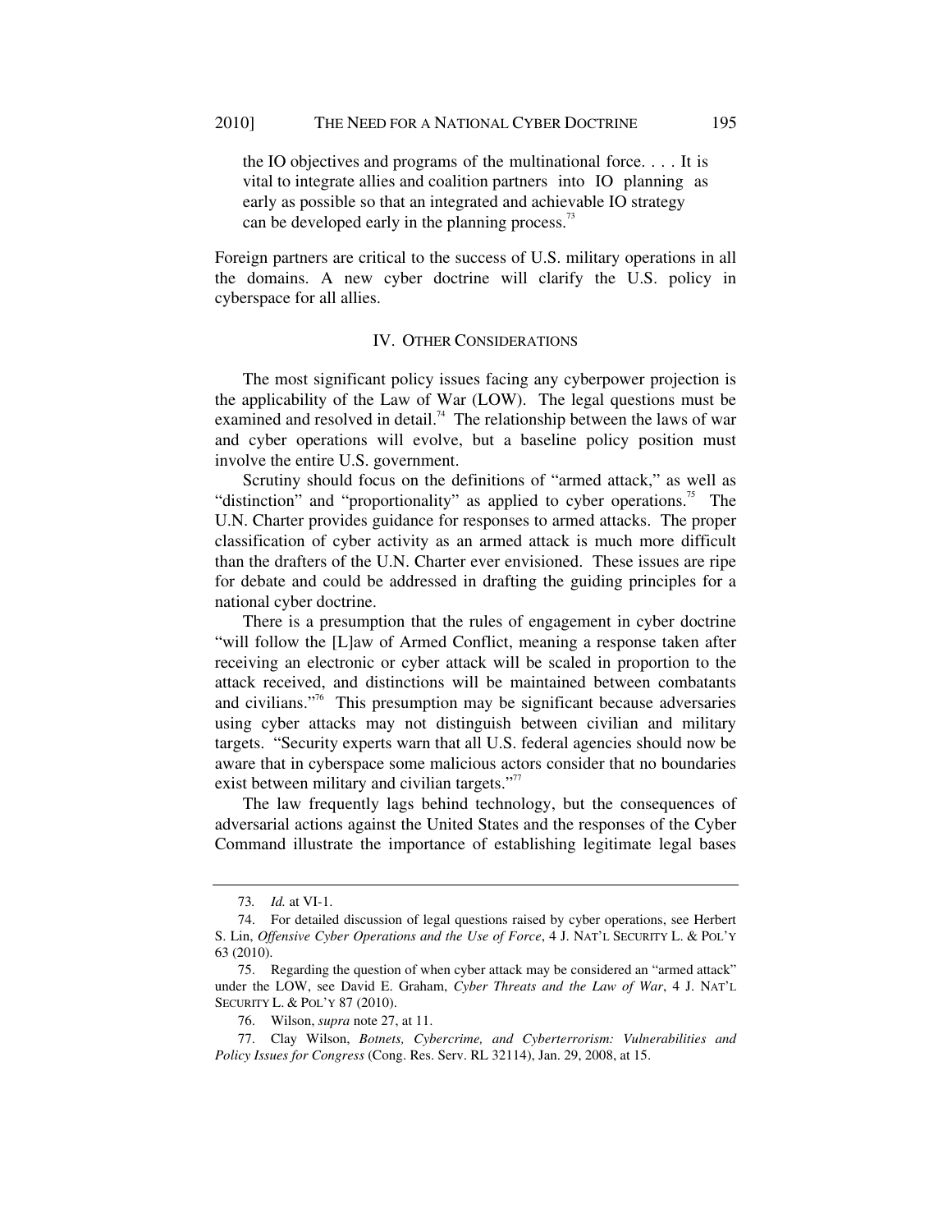> the IO objectives and programs of the multinational force. . . . It is vital to integrate allies and coalition partners into IO planning as early as possible so that an integrated and achievable IO strategy can be developed early in the planning process.[73]

Foreign partners are critical to the success of U.S. military operations in all the domains. A new cyber doctrine will clarify the U.S. policy in cyberspace for all allies.

## IV. OTHER CONSIDERATIONS

The most significant policy issues facing any cyberpower projection is the applicability of the Law of War (LOW). The legal questions must be examined and resolved in detail.[74] The relationship between the laws of war and cyber operations will evolve, but a baseline policy position must involve the entire U.S. government.

Scrutiny should focus on the definitions of "armed attack," as well as "distinction" and "proportionality" as applied to cyber operations.[75] The U.N. Charter provides guidance for responses to armed attacks. The proper classification of cyber activity as an armed attack is much more difficult than the drafters of the U.N. Charter ever envisioned. These issues are ripe for debate and could be addressed in drafting the guiding principles for a national cyber doctrine.

There is a presumption that the rules of engagement in cyber doctrine "will follow the [L]aw of Armed Conflict, meaning a response taken after receiving an electronic or cyber attack will be scaled in proportion to the attack received, and distinctions will be maintained between combatants and civilians."[76] This presumption may be significant because adversaries using cyber attacks may not distinguish between civilian and military targets. "Security experts warn that all U.S. federal agencies should now be aware that in cyberspace some malicious actors consider that no boundaries exist between military and civilian targets."[77]

The law frequently lags behind technology, but the consequences of adversarial actions against the United States and the responses of the Cyber Command illustrate the importance of establishing legitimate legal bases

---

73. *Id.* at VI-1.

74. For detailed discussion of legal questions raised by cyber operations, see Herbert S. Lin, *Offensive Cyber Operations and the Use of Force*, 4 J. NAT'L SECURITY L. & POL'Y 63 (2010).

75. Regarding the question of when cyber attack may be considered an "armed attack" under the LOW, see David E. Graham, *Cyber Threats and the Law of War*, 4 J. NAT'L SECURITY L. & POL'Y 87 (2010).

76. Wilson, *supra* note 27, at 11.

77. Clay Wilson, *Botnets, Cybercrime, and Cyberterrorism: Vulnerabilities and Policy Issues for Congress* (Cong. Res. Serv. RL 32114), Jan. 29, 2008, at 15.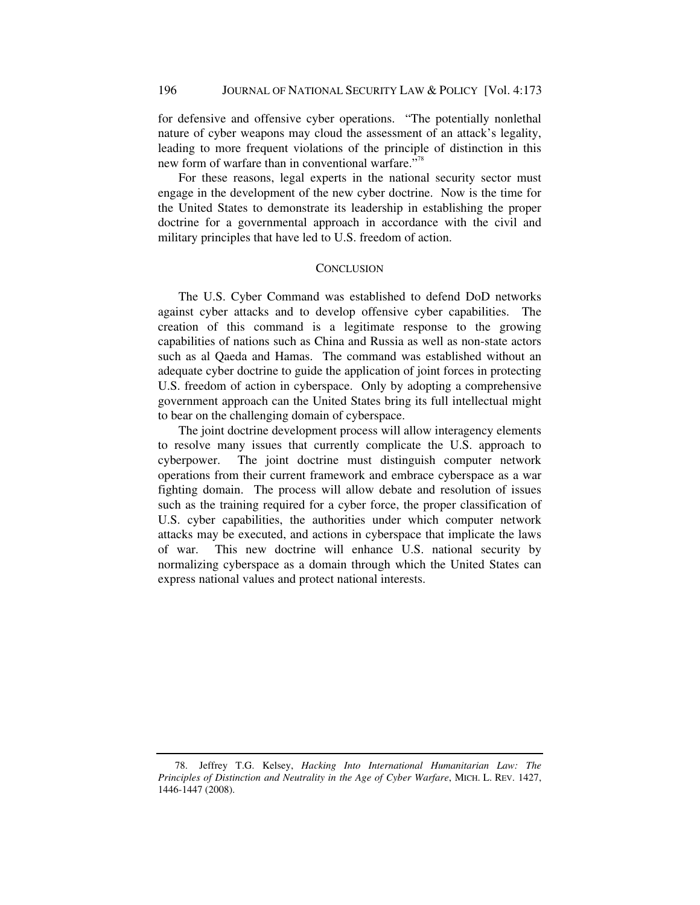for defensive and offensive cyber operations. "The potentially nonlethal nature of cyber weapons may cloud the assessment of an attack's legality, leading to more frequent violations of the principle of distinction in this new form of warfare than in conventional warfare."[78]

For these reasons, legal experts in the national security sector must engage in the development of the new cyber doctrine. Now is the time for the United States to demonstrate its leadership in establishing the proper doctrine for a governmental approach in accordance with the civil and military principles that have led to U.S. freedom of action.

## CONCLUSION

The U.S. Cyber Command was established to defend DoD networks against cyber attacks and to develop offensive cyber capabilities. The creation of this command is a legitimate response to the growing capabilities of nations such as China and Russia as well as non-state actors such as al Qaeda and Hamas. The command was established without an adequate cyber doctrine to guide the application of joint forces in protecting U.S. freedom of action in cyberspace. Only by adopting a comprehensive government approach can the United States bring its full intellectual might to bear on the challenging domain of cyberspace.

The joint doctrine development process will allow interagency elements to resolve many issues that currently complicate the U.S. approach to cyberpower. The joint doctrine must distinguish computer network operations from their current framework and embrace cyberspace as a war fighting domain. The process will allow debate and resolution of issues such as the training required for a cyber force, the proper classification of U.S. cyber capabilities, the authorities under which computer network attacks may be executed, and actions in cyberspace that implicate the laws of war. This new doctrine will enhance U.S. national security by normalizing cyberspace as a domain through which the United States can express national values and protect national interests.

---

78. Jeffrey T.G. Kelsey, *Hacking Into International Humanitarian Law: The Principles of Distinction and Neutrality in the Age of Cyber Warfare*, MICH. L. REV. 1427, 1446-1447 (2008).